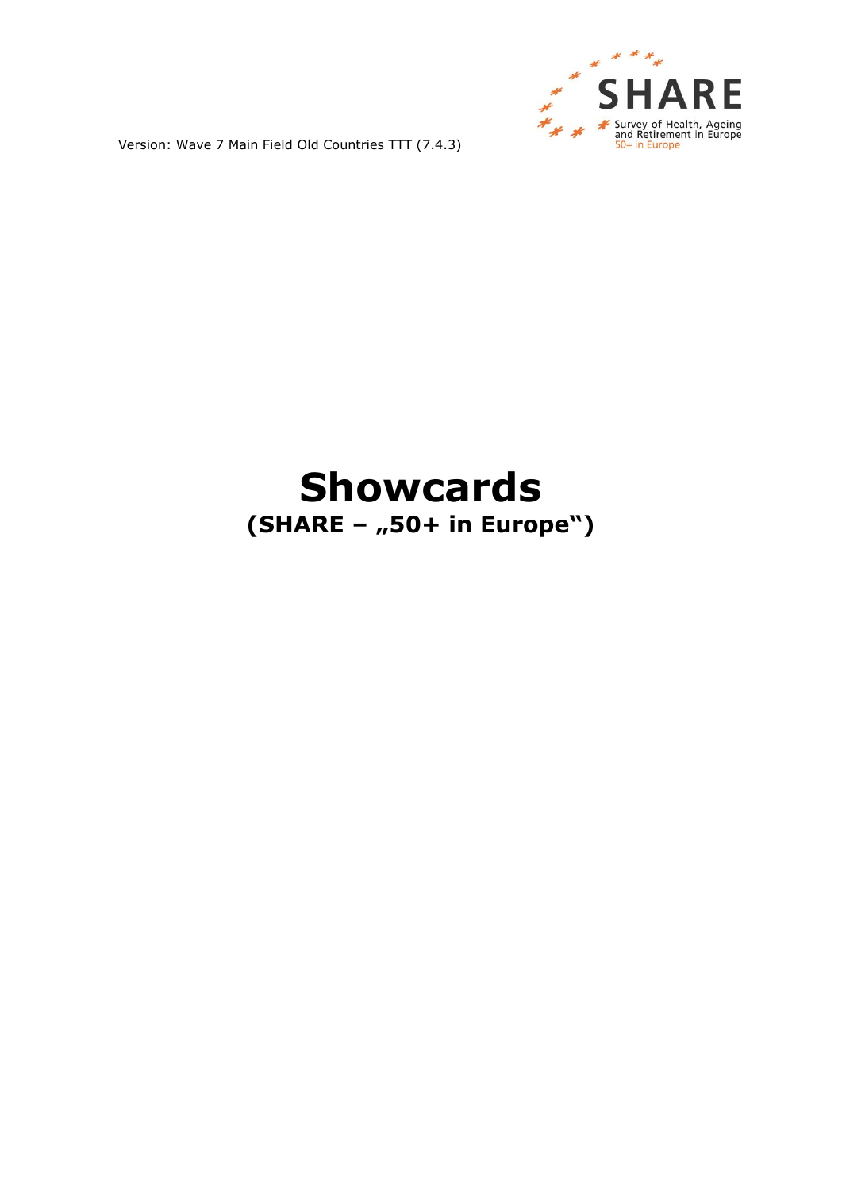Version: Wave 7 Main Field Old Countries TTT (7.4.3)

SHARE
Survey of Health, Ageing and Retirement in Europe
50+ in Europe

# Showcards

## (SHARE – „50+ in Europe“)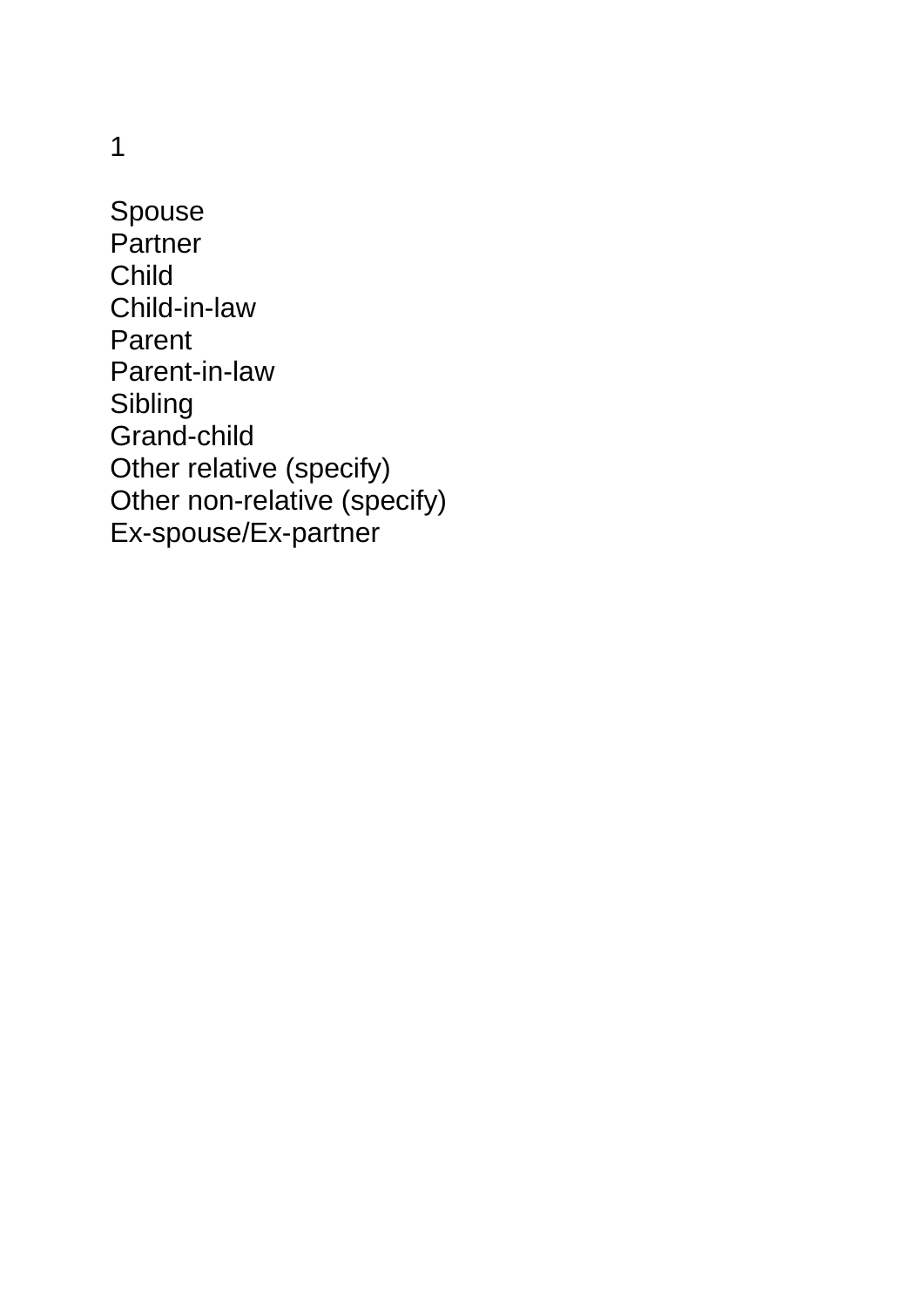1

Spouse
Partner
Child
Child-in-law
Parent
Parent-in-law
Sibling
Grand-child
Other relative (specify)
Other non-relative (specify)
Ex-spouse/Ex-partner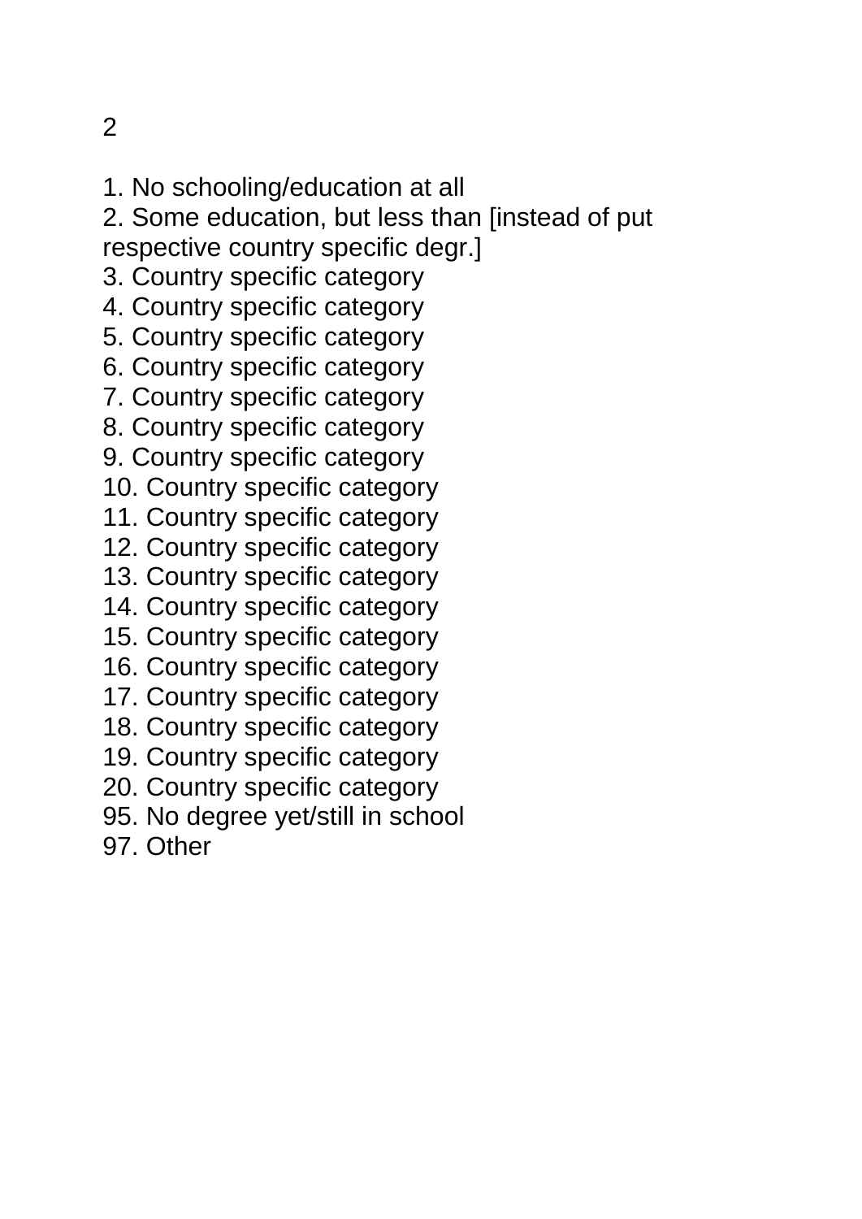2

1. No schooling/education at all
2. Some education, but less than [instead of put respective country specific degr.]
3. Country specific category
4. Country specific category
5. Country specific category
6. Country specific category
7. Country specific category
8. Country specific category
9. Country specific category
10. Country specific category
11. Country specific category
12. Country specific category
13. Country specific category
14. Country specific category
15. Country specific category
16. Country specific category
17. Country specific category
18. Country specific category
19. Country specific category
20. Country specific category
95. No degree yet/still in school
97. Other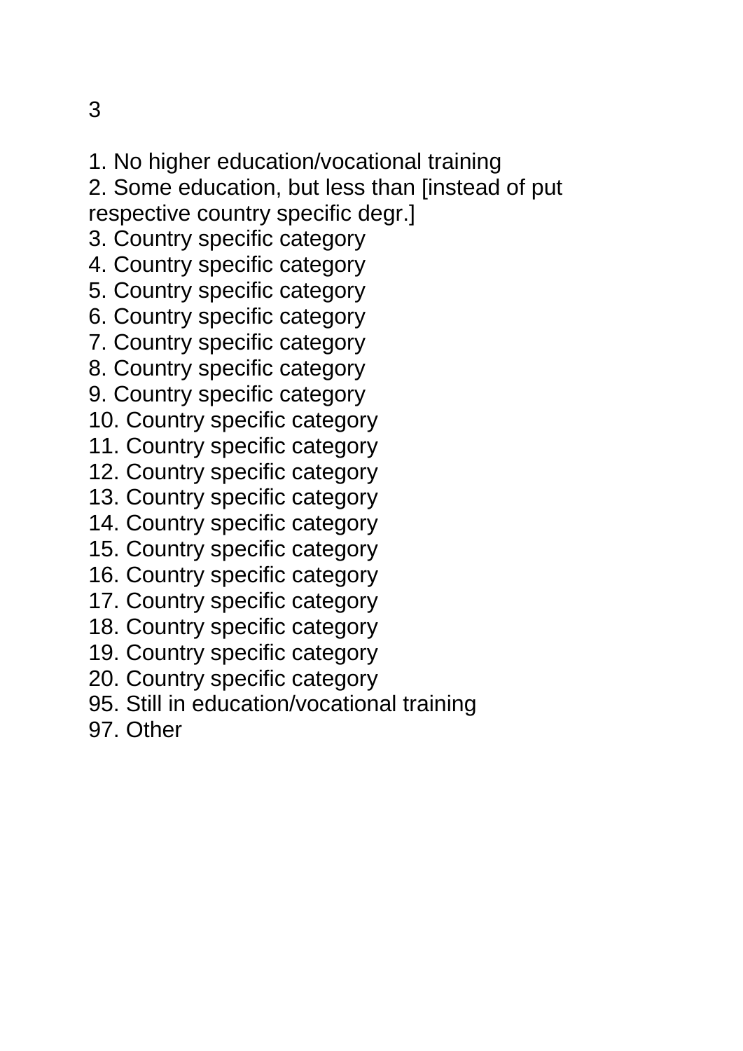1. No higher education/vocational training
2. Some education, but less than [instead of put respective country specific degr.]
3. Country specific category
4. Country specific category
5. Country specific category
6. Country specific category
7. Country specific category
8. Country specific category
9. Country specific category
10. Country specific category
11. Country specific category
12. Country specific category
13. Country specific category
14. Country specific category
15. Country specific category
16. Country specific category
17. Country specific category
18. Country specific category
19. Country specific category
20. Country specific category
95. Still in education/vocational training
97. Other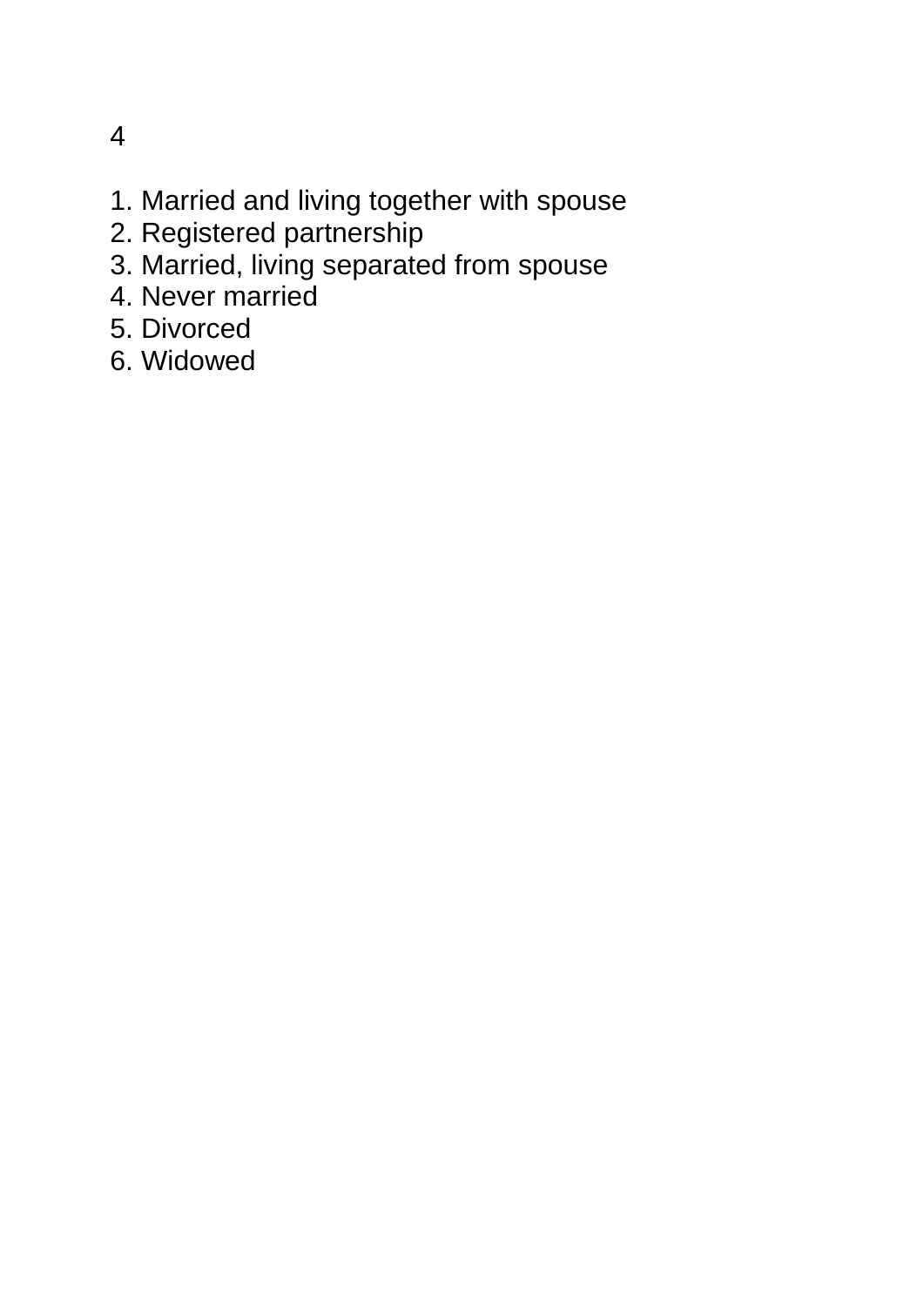4

1. Married and living together with spouse
2. Registered partnership
3. Married, living separated from spouse
4. Never married
5. Divorced
6. Widowed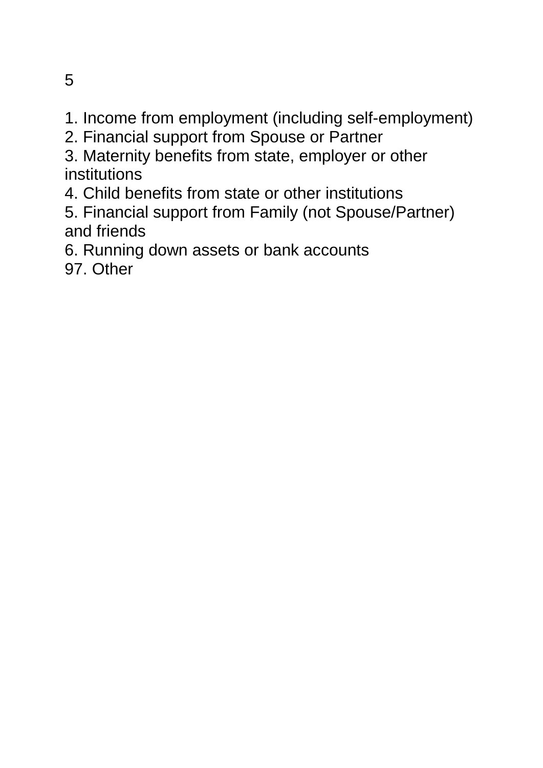5

1. Income from employment (including self-employment)
2. Financial support from Spouse or Partner
3. Maternity benefits from state, employer or other institutions
4. Child benefits from state or other institutions
5. Financial support from Family (not Spouse/Partner) and friends
6. Running down assets or bank accounts
97. Other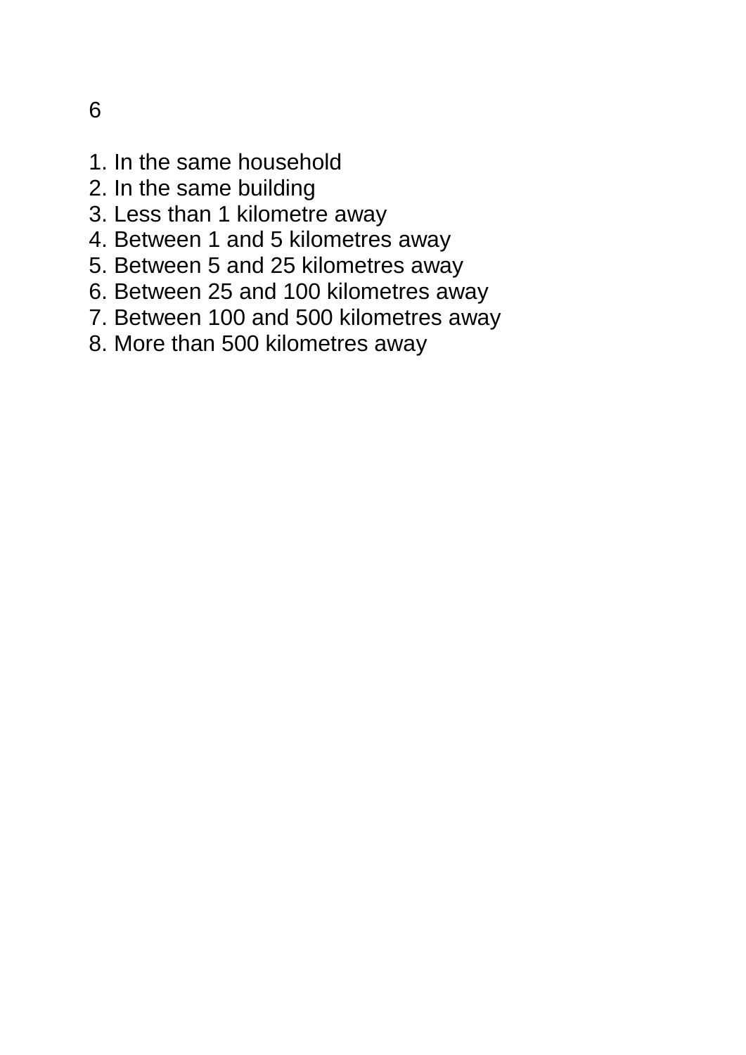6

1. In the same household
2. In the same building
3. Less than 1 kilometre away
4. Between 1 and 5 kilometres away
5. Between 5 and 25 kilometres away
6. Between 25 and 100 kilometres away
7. Between 100 and 500 kilometres away
8. More than 500 kilometres away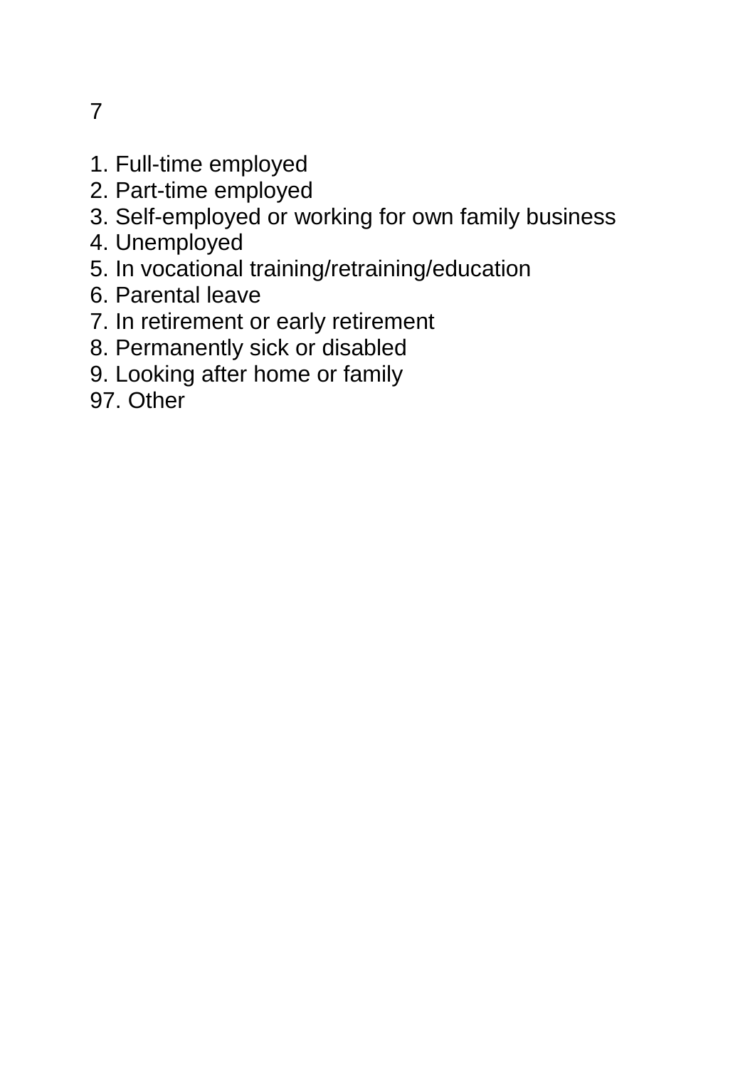7

1. Full-time employed
2. Part-time employed
3. Self-employed or working for own family business
4. Unemployed
5. In vocational training/retraining/education
6. Parental leave
7. In retirement or early retirement
8. Permanently sick or disabled
9. Looking after home or family

97. Other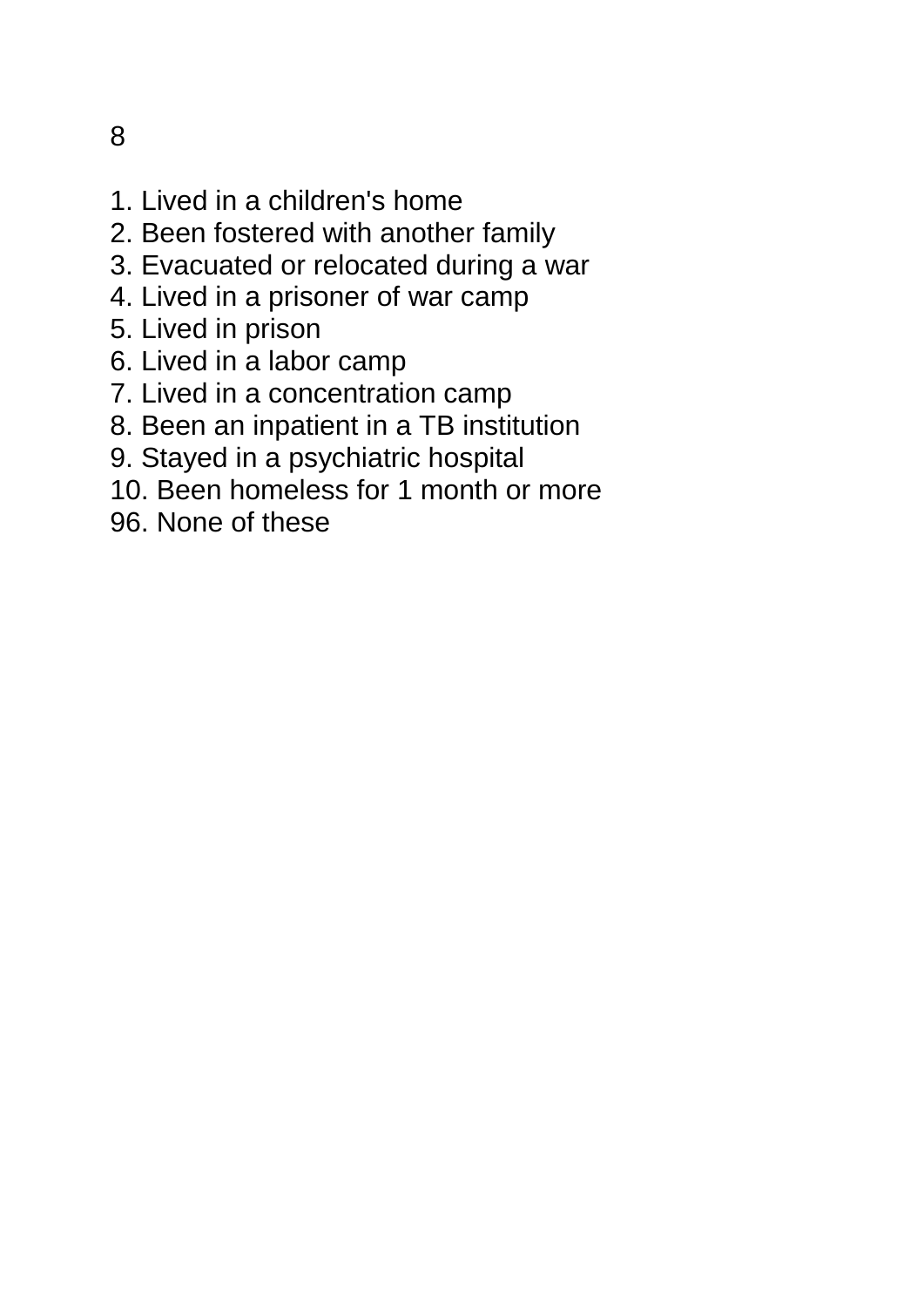8

1. Lived in a children's home
2. Been fostered with another family
3. Evacuated or relocated during a war
4. Lived in a prisoner of war camp
5. Lived in prison
6. Lived in a labor camp
7. Lived in a concentration camp
8. Been an inpatient in a TB institution
9. Stayed in a psychiatric hospital
10. Been homeless for 1 month or more
96. None of these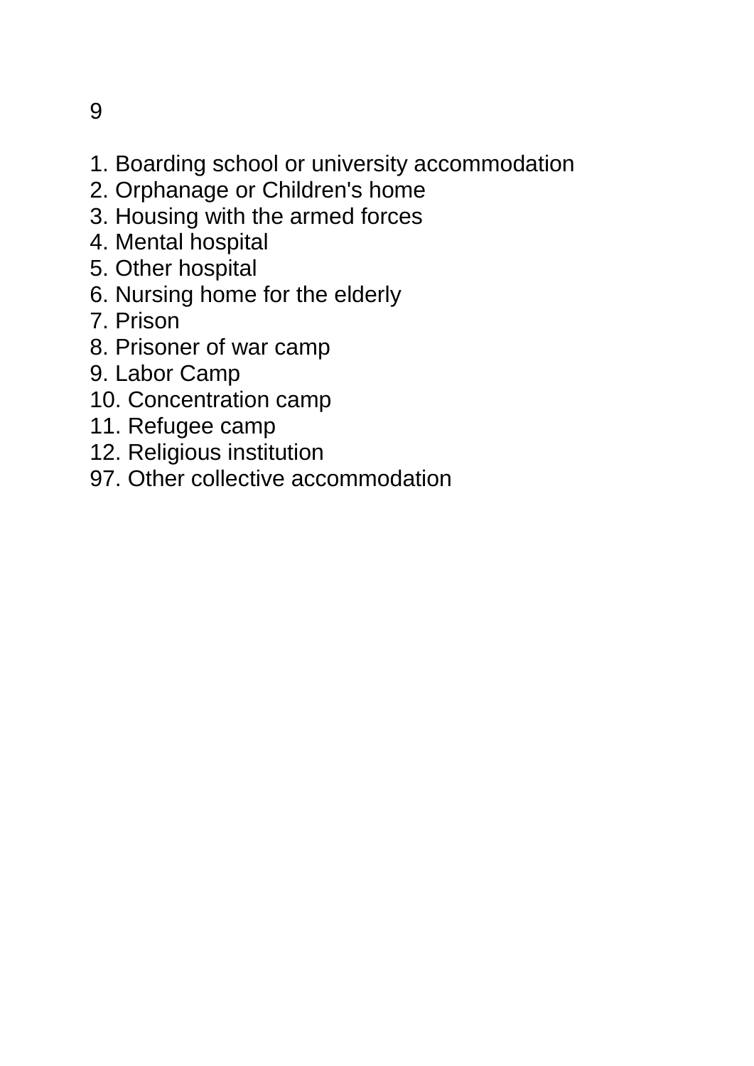9

1. Boarding school or university accommodation
2. Orphanage or Children's home
3. Housing with the armed forces
4. Mental hospital
5. Other hospital
6. Nursing home for the elderly
7. Prison
8. Prisoner of war camp
9. Labor Camp
10. Concentration camp
11. Refugee camp
12. Religious institution
97. Other collective accommodation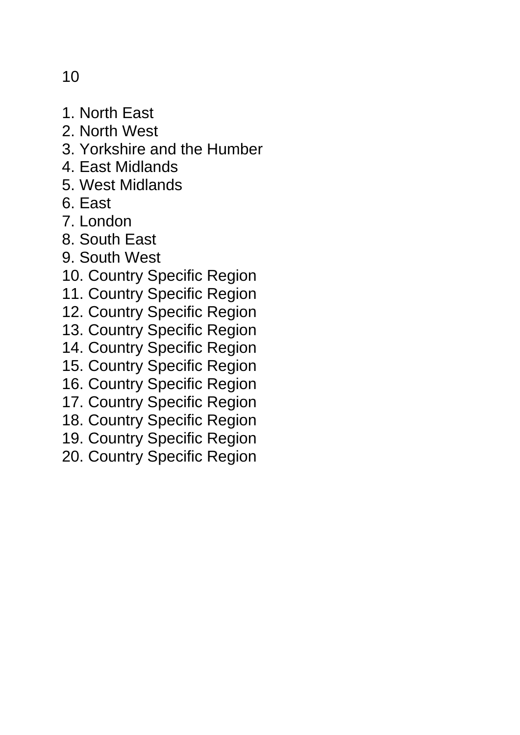1. North East
2. North West
3. Yorkshire and the Humber
4. East Midlands
5. West Midlands
6. East
7. London
8. South East
9. South West
10. Country Specific Region
11. Country Specific Region
12. Country Specific Region
13. Country Specific Region
14. Country Specific Region
15. Country Specific Region
16. Country Specific Region
17. Country Specific Region
18. Country Specific Region
19. Country Specific Region
20. Country Specific Region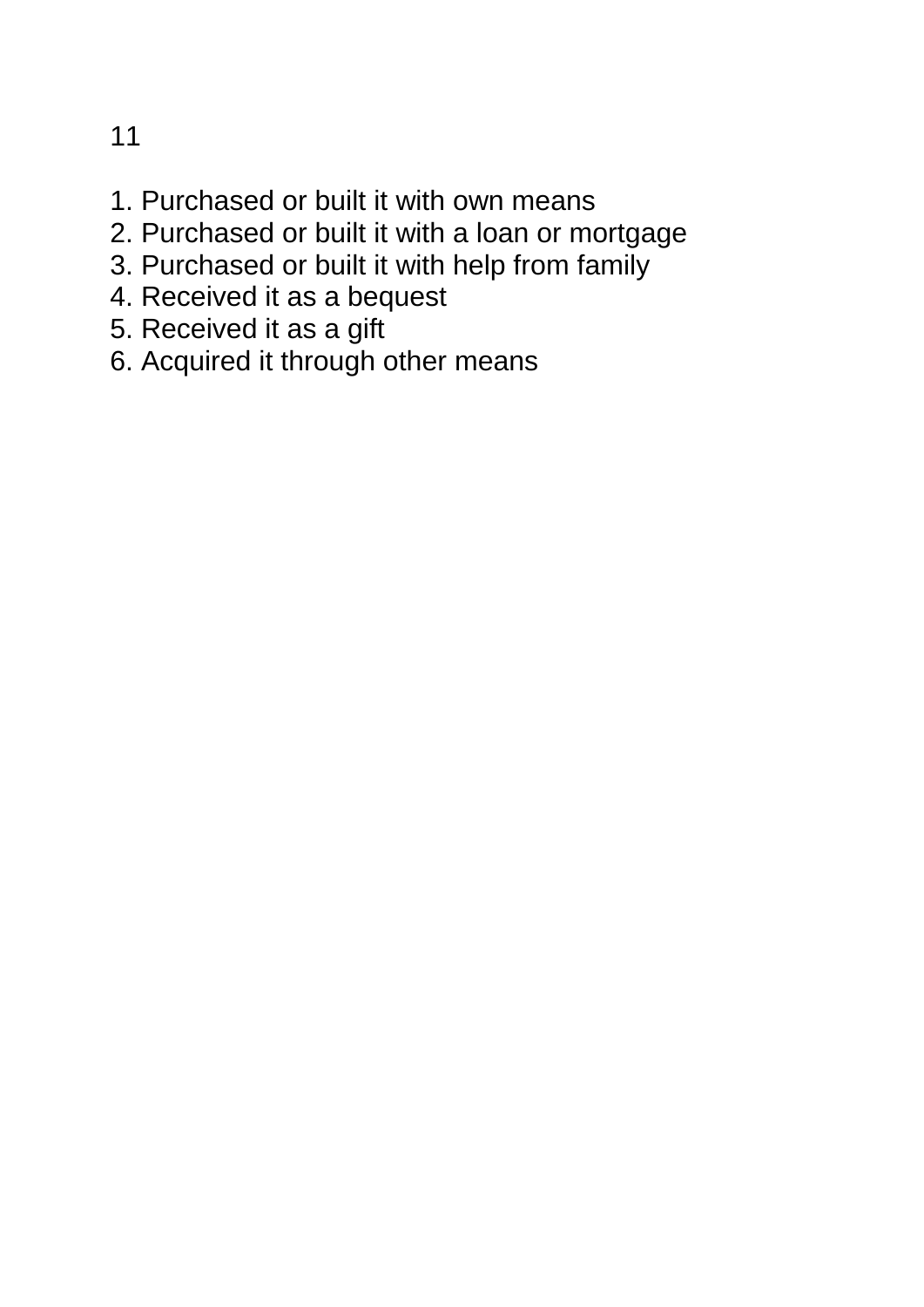11

1. Purchased or built it with own means
2. Purchased or built it with a loan or mortgage
3. Purchased or built it with help from family
4. Received it as a bequest
5. Received it as a gift
6. Acquired it through other means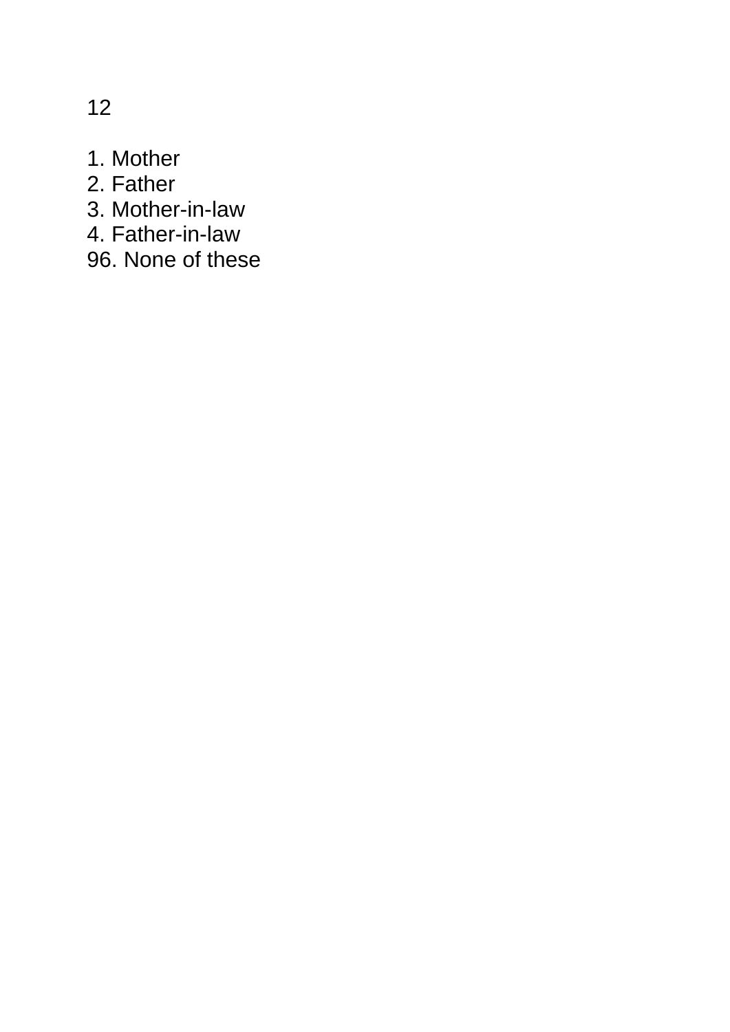12

1. Mother
2. Father
3. Mother-in-law
4. Father-in-law
96. None of these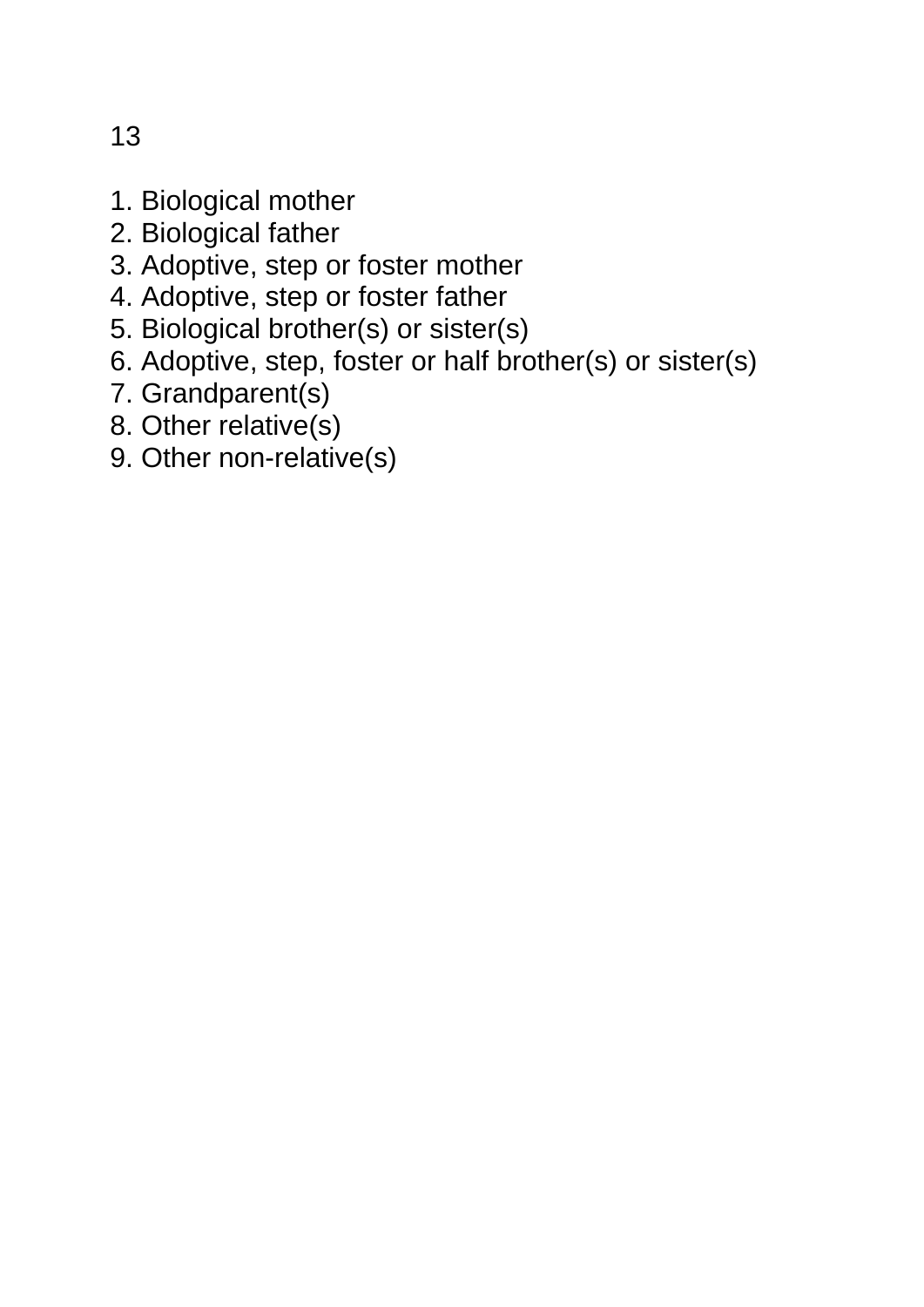13

1. Biological mother
2. Biological father
3. Adoptive, step or foster mother
4. Adoptive, step or foster father
5. Biological brother(s) or sister(s)
6. Adoptive, step, foster or half brother(s) or sister(s)
7. Grandparent(s)
8. Other relative(s)
9. Other non-relative(s)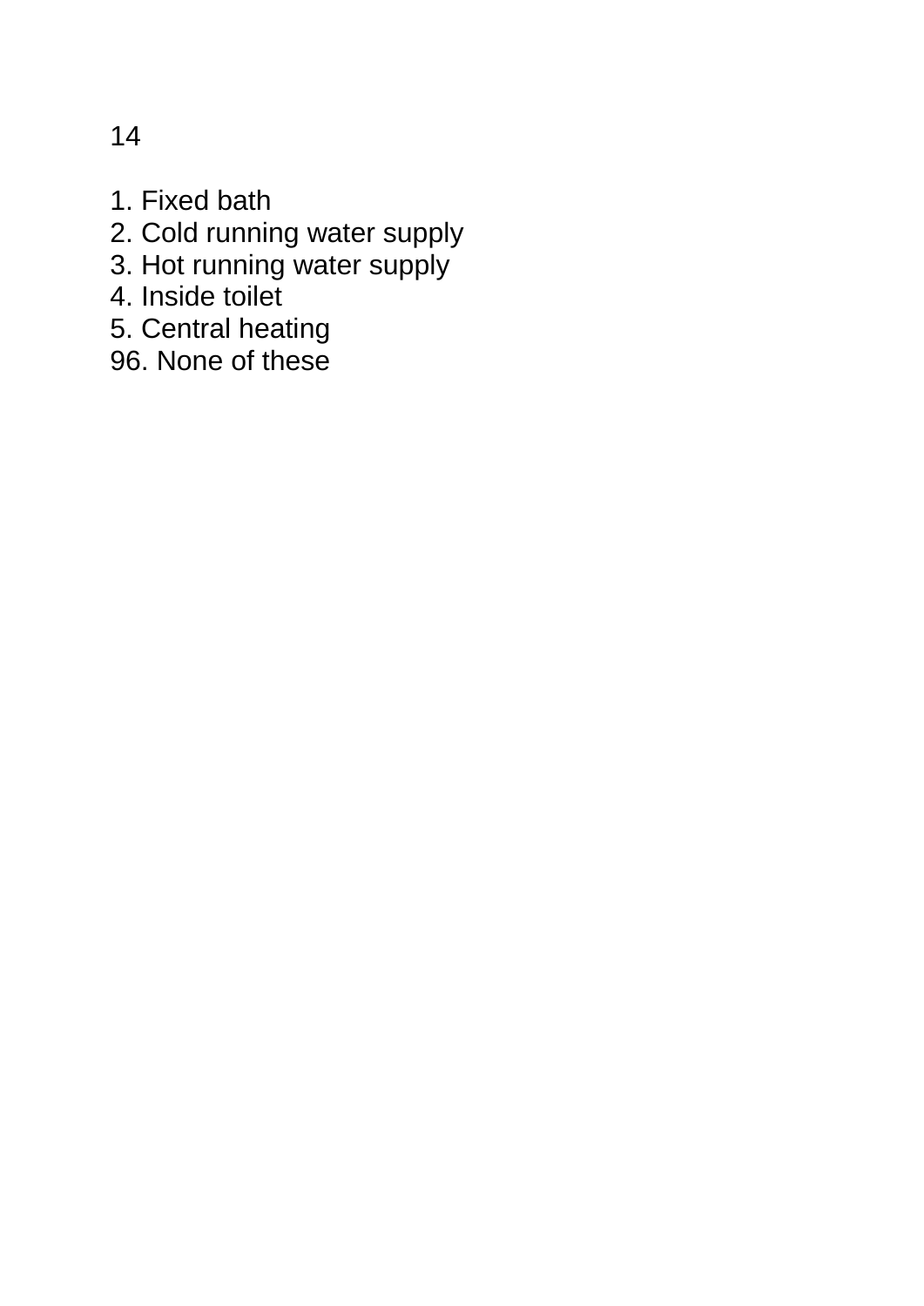14

1. Fixed bath
2. Cold running water supply
3. Hot running water supply
4. Inside toilet
5. Central heating
96. None of these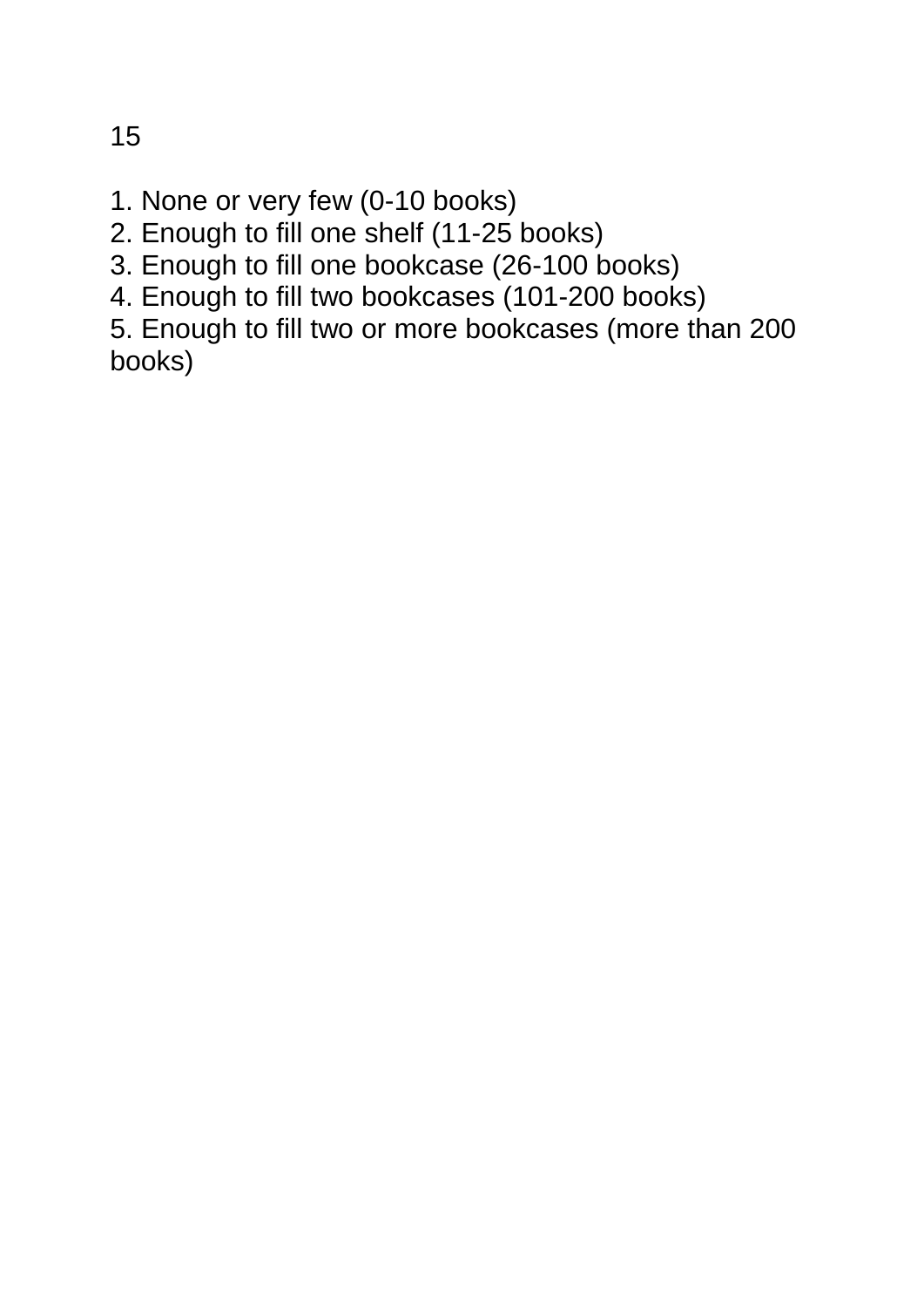1. None or very few (0-10 books)
2. Enough to fill one shelf (11-25 books)
3. Enough to fill one bookcase (26-100 books)
4. Enough to fill two bookcases (101-200 books)
5. Enough to fill two or more bookcases (more than 200 books)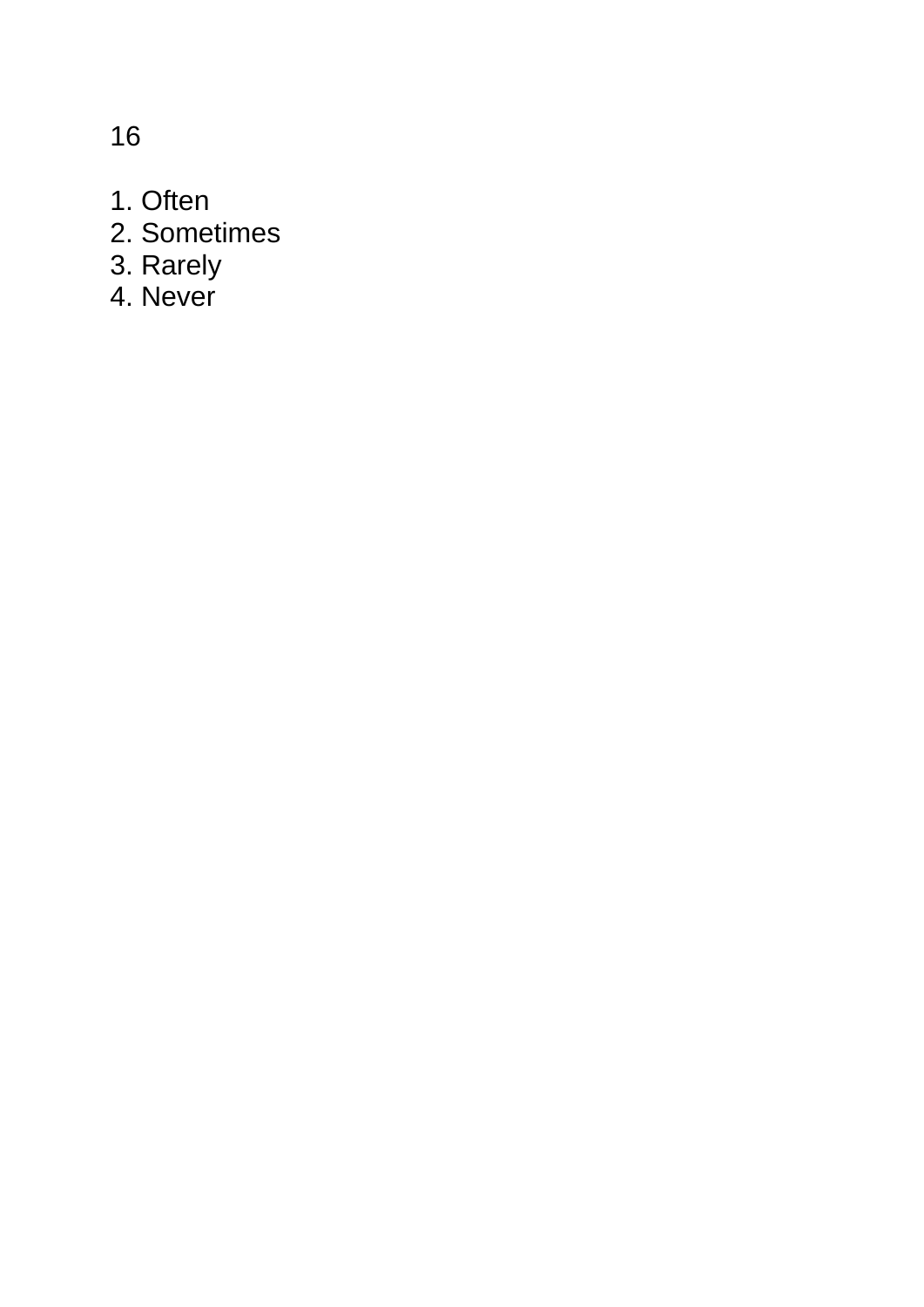16

1. Often
2. Sometimes
3. Rarely
4. Never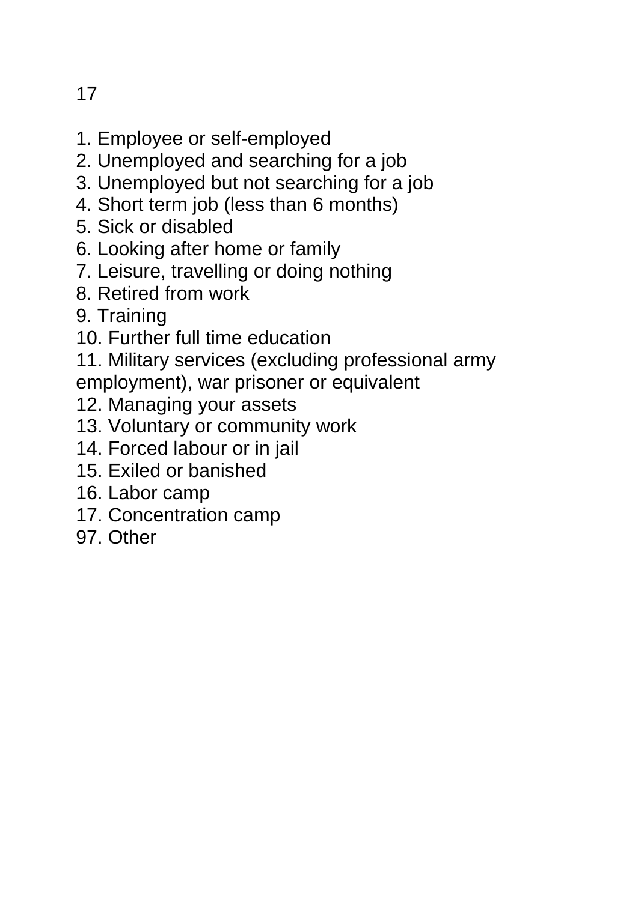17

1. Employee or self-employed
2. Unemployed and searching for a job
3. Unemployed but not searching for a job
4. Short term job (less than 6 months)
5. Sick or disabled
6. Looking after home or family
7. Leisure, travelling or doing nothing
8. Retired from work
9. Training
10. Further full time education
11. Military services (excluding professional army employment), war prisoner or equivalent
12. Managing your assets
13. Voluntary or community work
14. Forced labour or in jail
15. Exiled or banished
16. Labor camp
17. Concentration camp
97. Other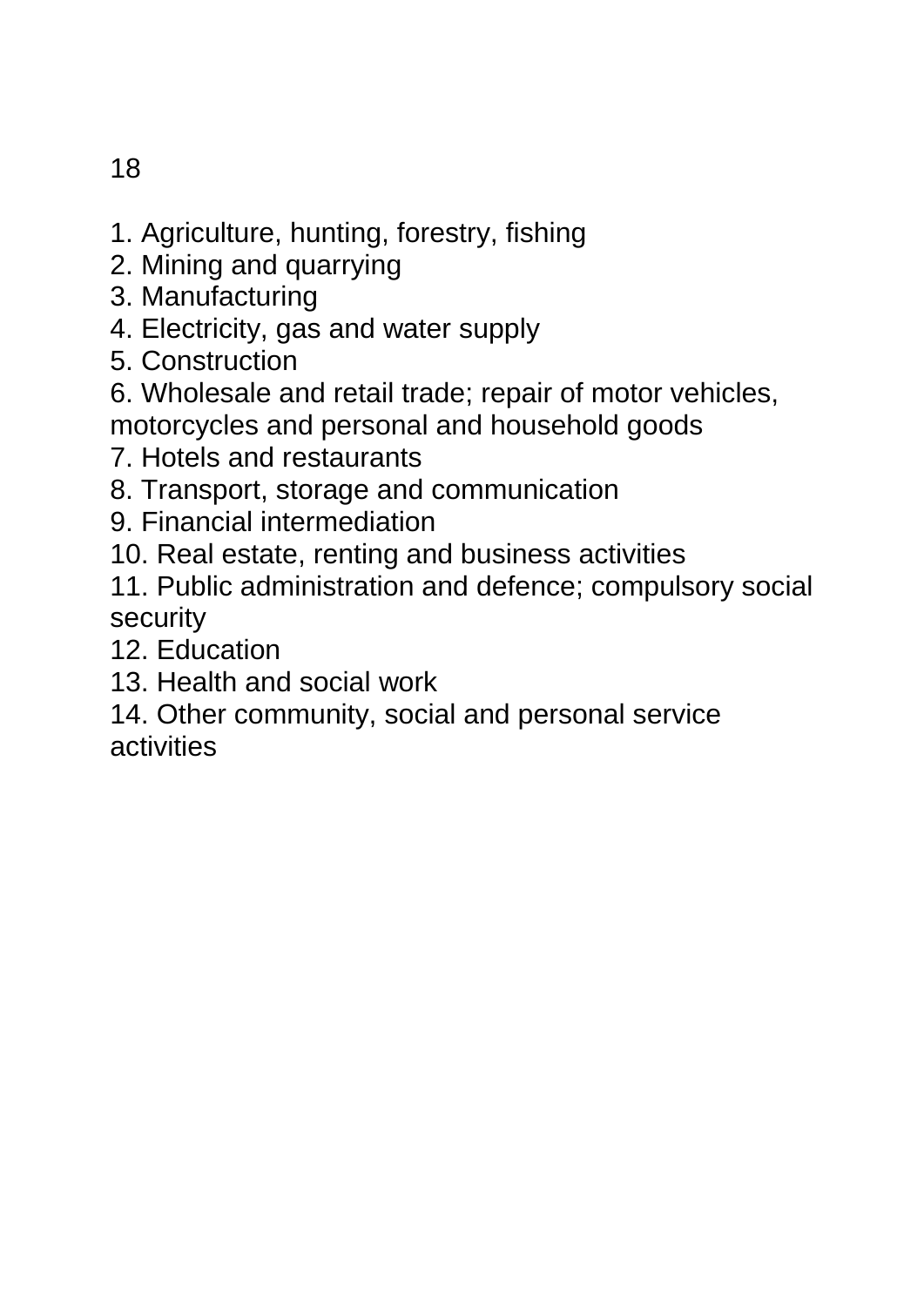1. Agriculture, hunting, forestry, fishing
2. Mining and quarrying
3. Manufacturing
4. Electricity, gas and water supply
5. Construction
6. Wholesale and retail trade; repair of motor vehicles, motorcycles and personal and household goods
7. Hotels and restaurants
8. Transport, storage and communication
9. Financial intermediation
10. Real estate, renting and business activities
11. Public administration and defence; compulsory social security
12. Education
13. Health and social work
14. Other community, social and personal service activities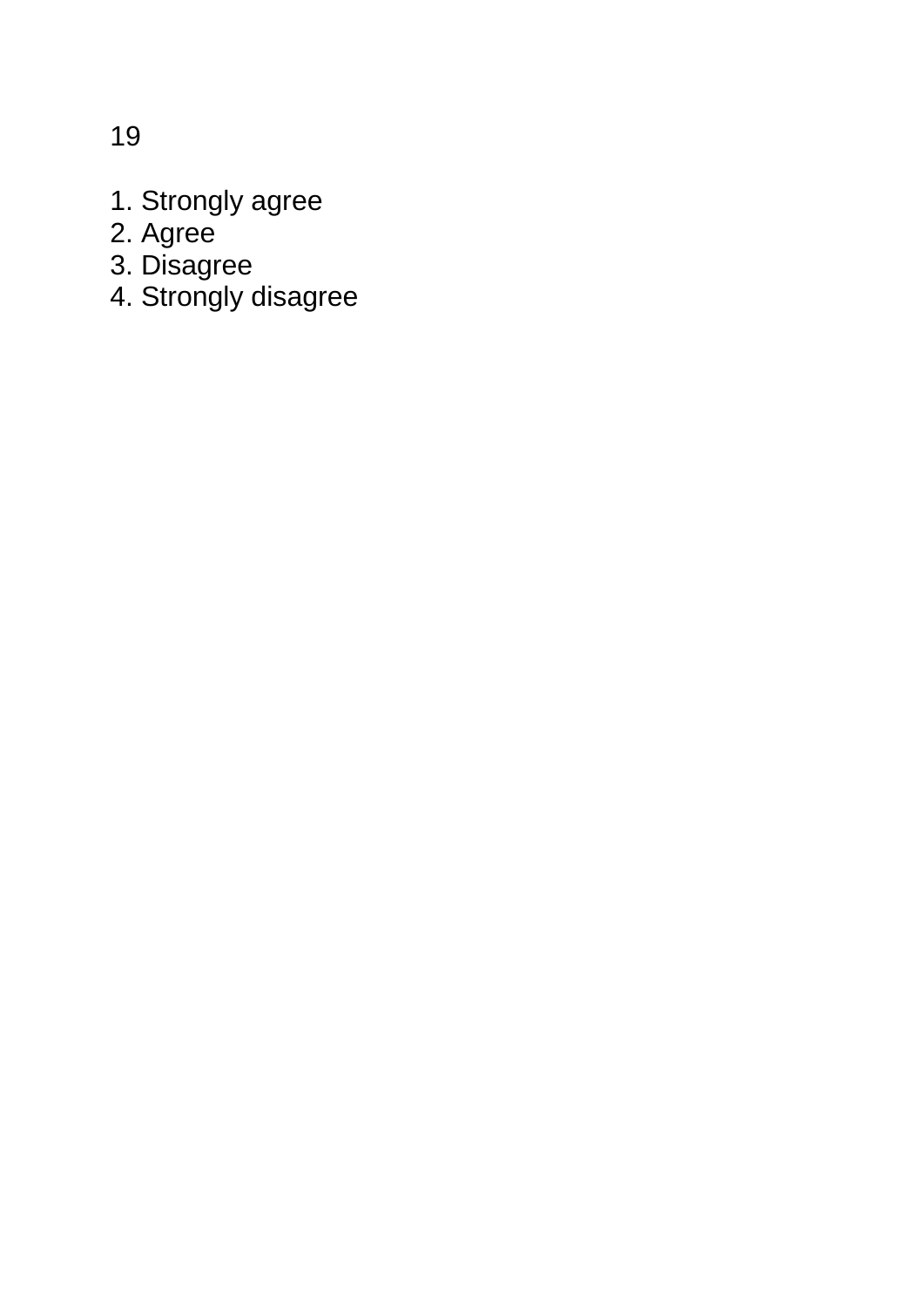19

1. Strongly agree
2. Agree
3. Disagree
4. Strongly disagree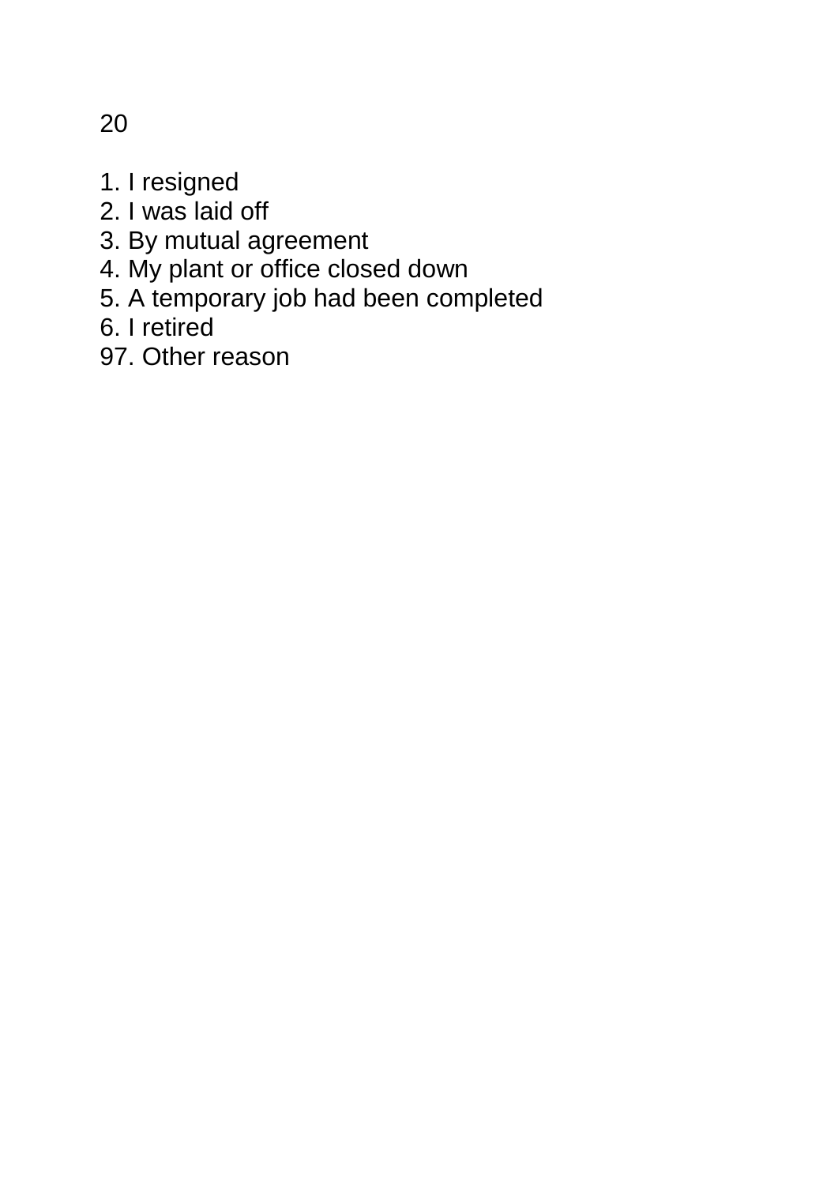20

1. I resigned
2. I was laid off
3. By mutual agreement
4. My plant or office closed down
5. A temporary job had been completed
6. I retired

97. Other reason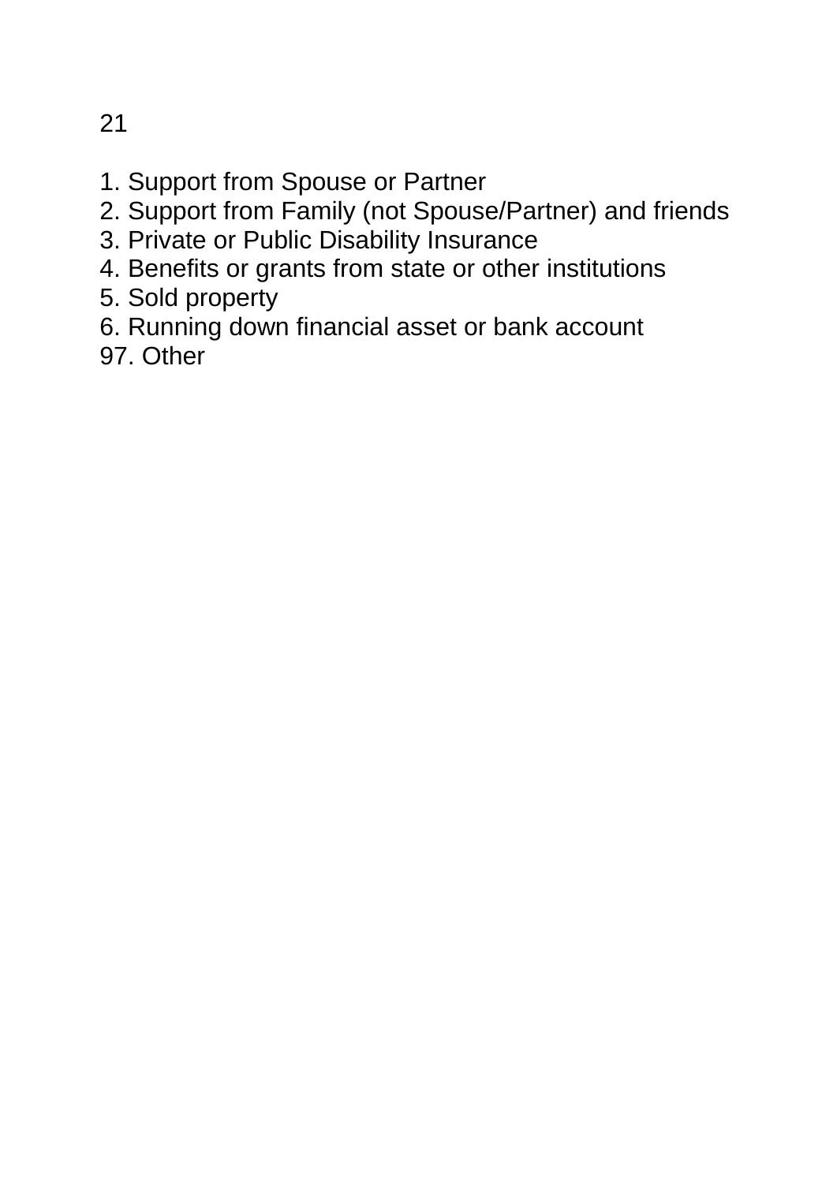21

1. Support from Spouse or Partner
2. Support from Family (not Spouse/Partner) and friends
3. Private or Public Disability Insurance
4. Benefits or grants from state or other institutions
5. Sold property
6. Running down financial asset or bank account
97. Other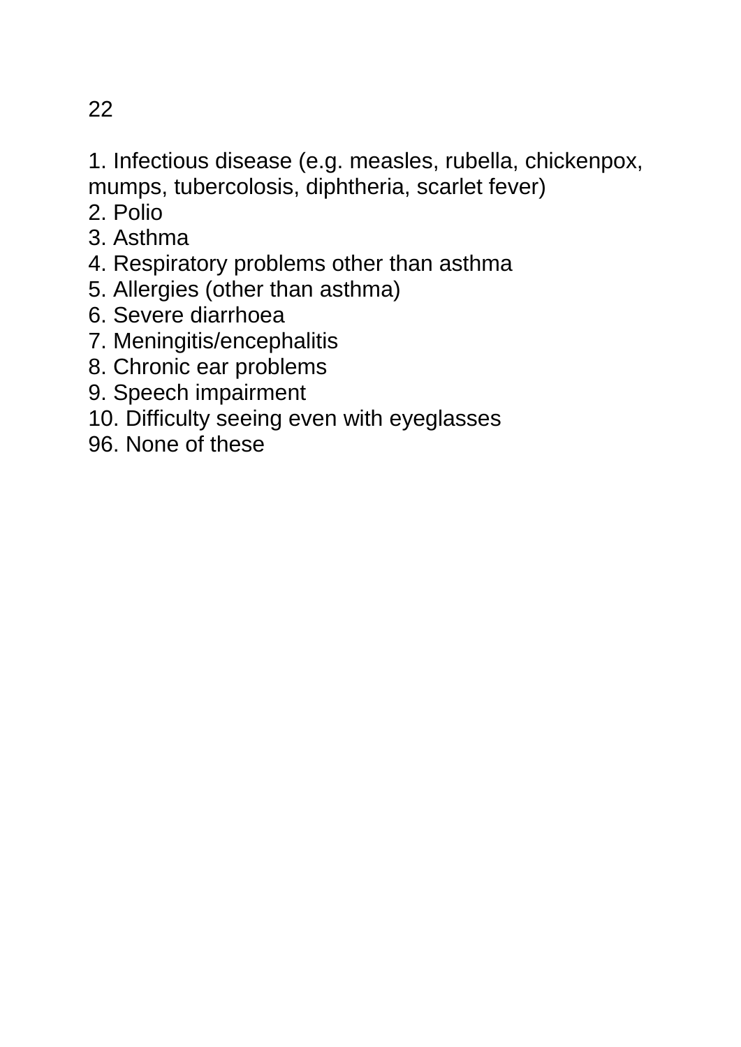22

1. Infectious disease (e.g. measles, rubella, chickenpox, mumps, tubercolosis, diphtheria, scarlet fever)
2. Polio
3. Asthma
4. Respiratory problems other than asthma
5. Allergies (other than asthma)
6. Severe diarrhoea
7. Meningitis/encephalitis
8. Chronic ear problems
9. Speech impairment
10. Difficulty seeing even with eyeglasses
96. None of these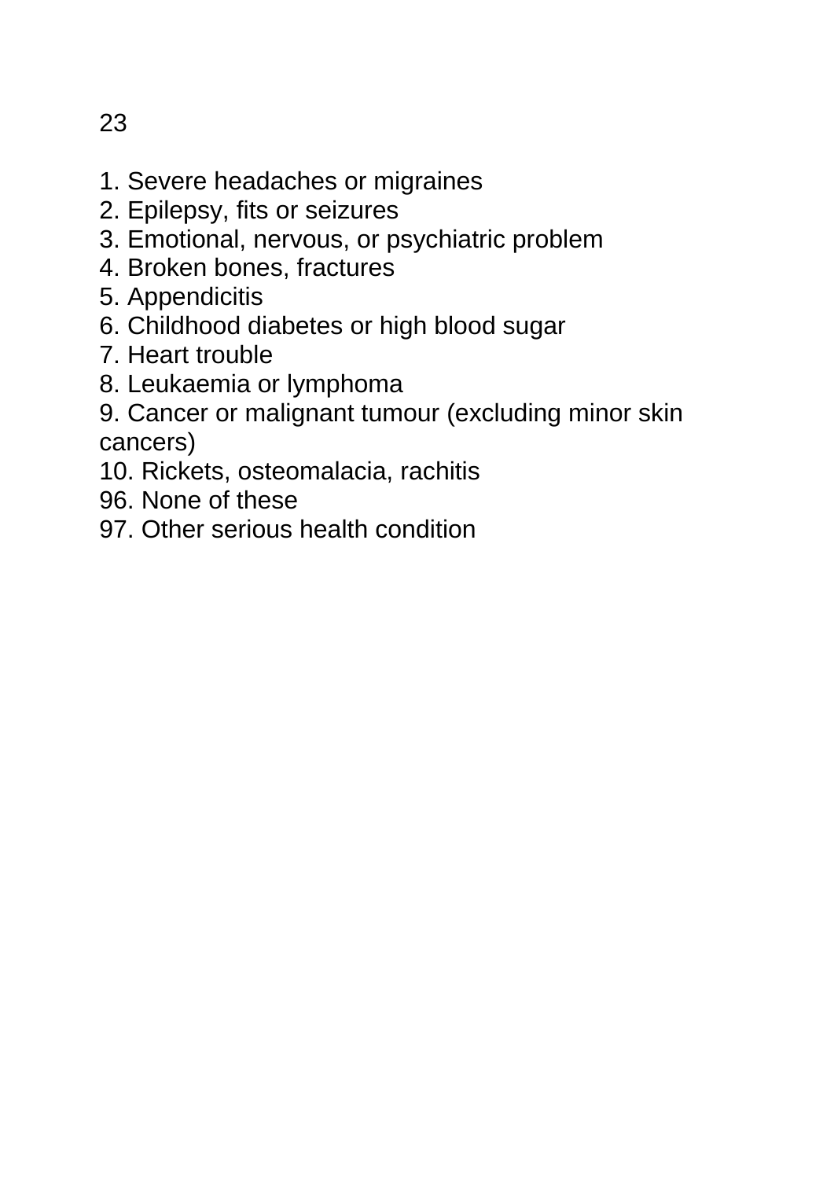23

1. Severe headaches or migraines
2. Epilepsy, fits or seizures
3. Emotional, nervous, or psychiatric problem
4. Broken bones, fractures
5. Appendicitis
6. Childhood diabetes or high blood sugar
7. Heart trouble
8. Leukaemia or lymphoma
9. Cancer or malignant tumour (excluding minor skin cancers)
10. Rickets, osteomalacia, rachitis

96. None of these
97. Other serious health condition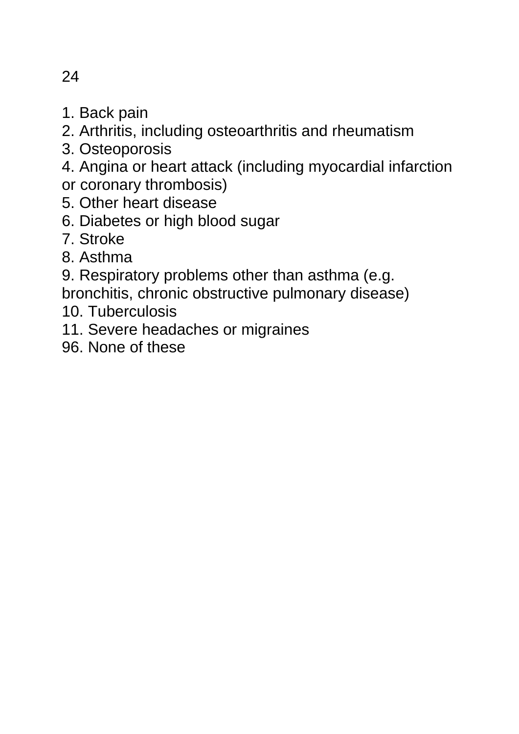24

1. Back pain
2. Arthritis, including osteoarthritis and rheumatism
3. Osteoporosis
4. Angina or heart attack (including myocardial infarction or coronary thrombosis)
5. Other heart disease
6. Diabetes or high blood sugar
7. Stroke
8. Asthma
9. Respiratory problems other than asthma (e.g. bronchitis, chronic obstructive pulmonary disease)
10. Tuberculosis
11. Severe headaches or migraines
96. None of these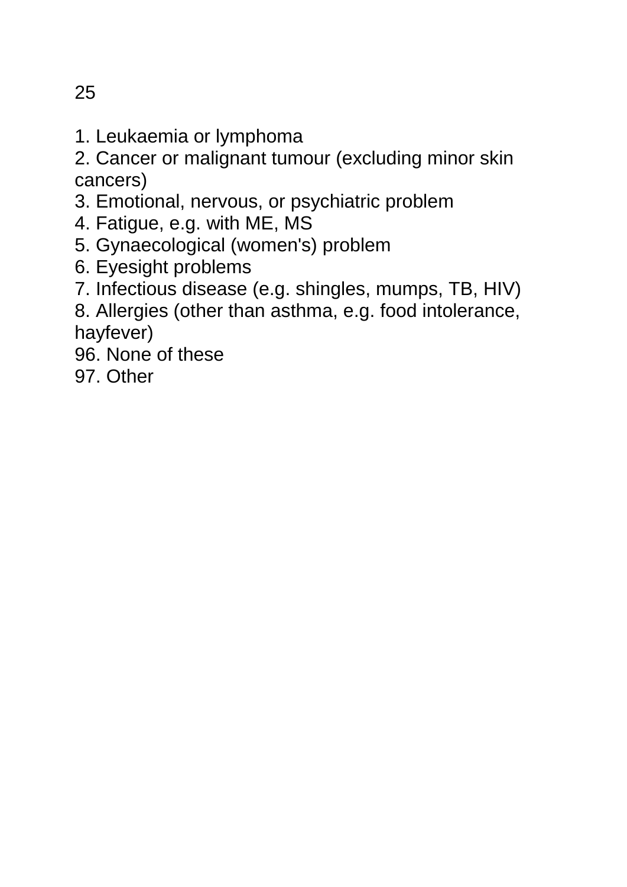25

1. Leukaemia or lymphoma
2. Cancer or malignant tumour (excluding minor skin cancers)
3. Emotional, nervous, or psychiatric problem
4. Fatigue, e.g. with ME, MS
5. Gynaecological (women's) problem
6. Eyesight problems
7. Infectious disease (e.g. shingles, mumps, TB, HIV)
8. Allergies (other than asthma, e.g. food intolerance, hayfever)
96. None of these
97. Other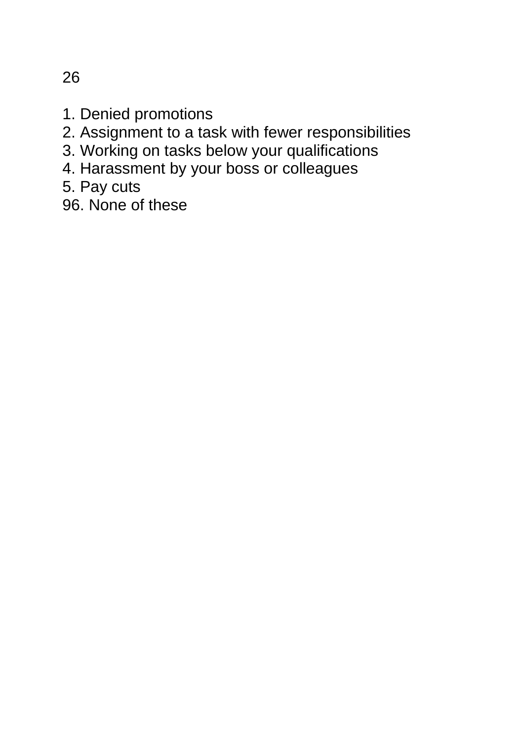26

1. Denied promotions
2. Assignment to a task with fewer responsibilities
3. Working on tasks below your qualifications
4. Harassment by your boss or colleagues
5. Pay cuts

96. None of these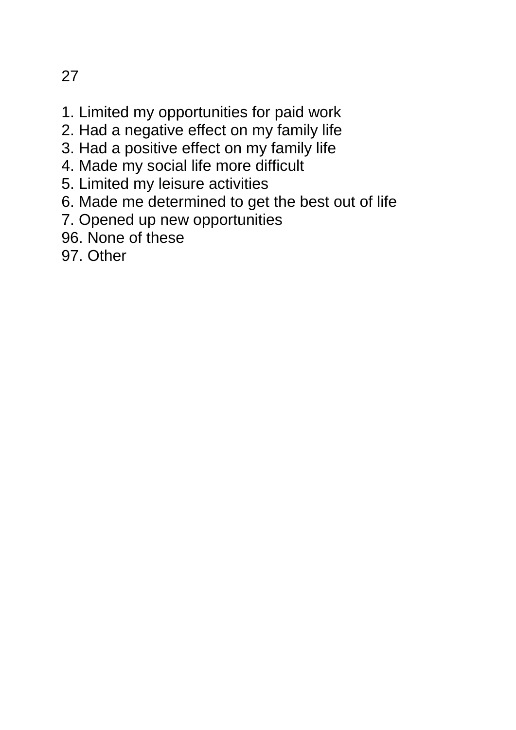27

1. Limited my opportunities for paid work
2. Had a negative effect on my family life
3. Had a positive effect on my family life
4. Made my social life more difficult
5. Limited my leisure activities
6. Made me determined to get the best out of life
7. Opened up new opportunities

96. None of these

97. Other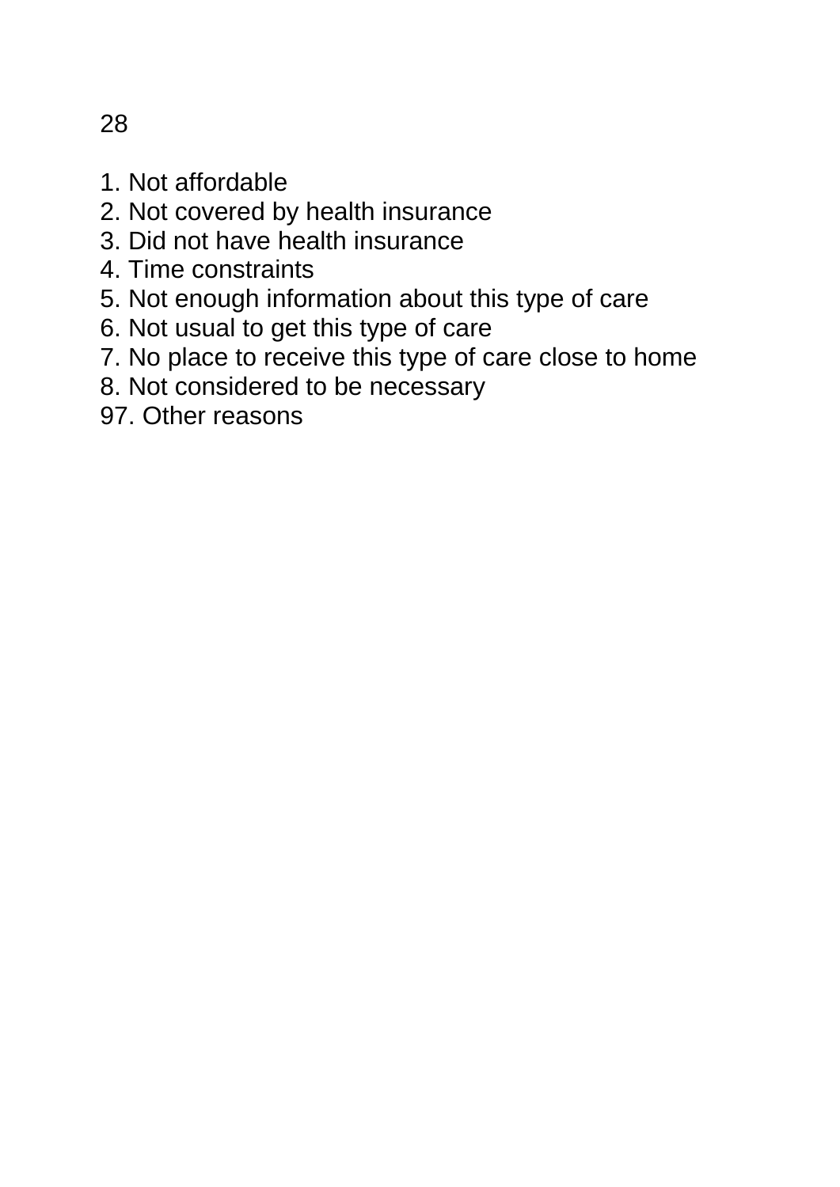28

1. Not affordable
2. Not covered by health insurance
3. Did not have health insurance
4. Time constraints
5. Not enough information about this type of care
6. Not usual to get this type of care
7. No place to receive this type of care close to home
8. Not considered to be necessary
97. Other reasons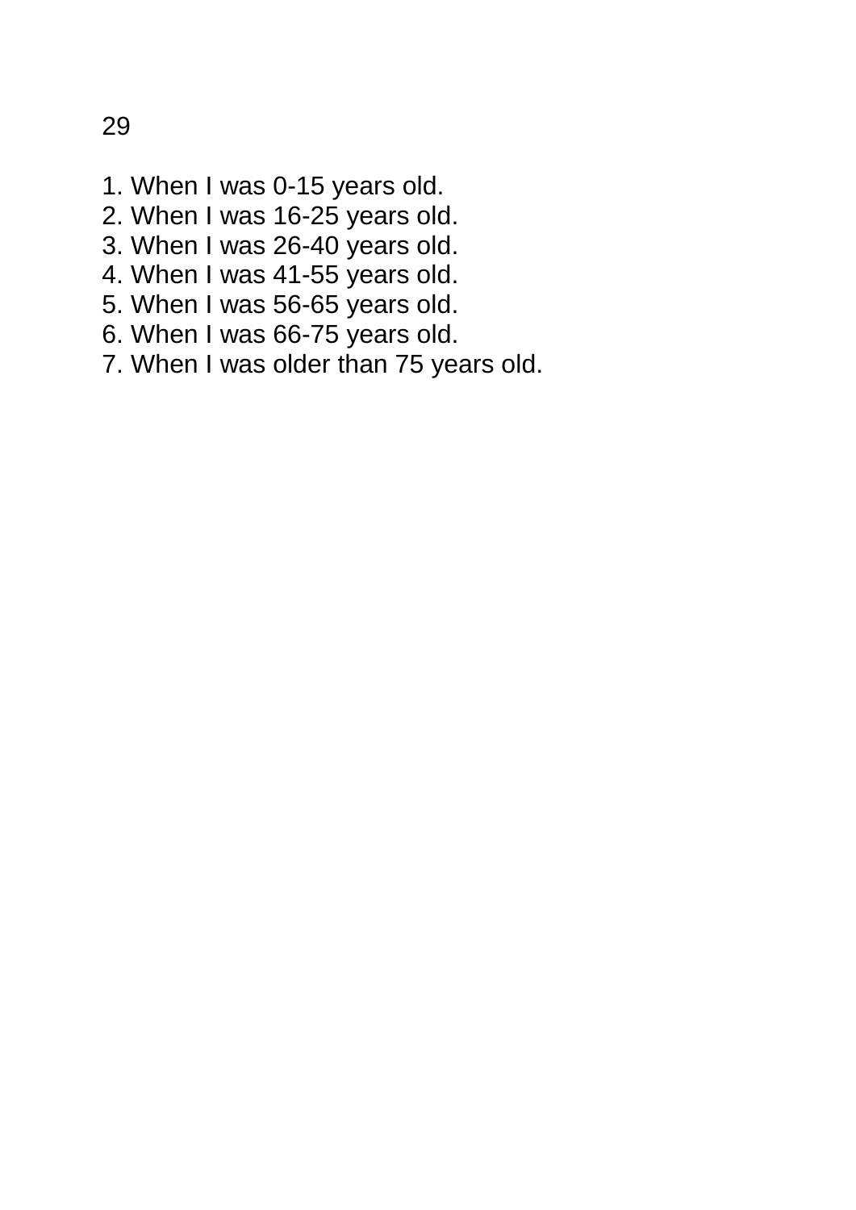29

1. When I was 0-15 years old.
2. When I was 16-25 years old.
3. When I was 26-40 years old.
4. When I was 41-55 years old.
5. When I was 56-65 years old.
6. When I was 66-75 years old.
7. When I was older than 75 years old.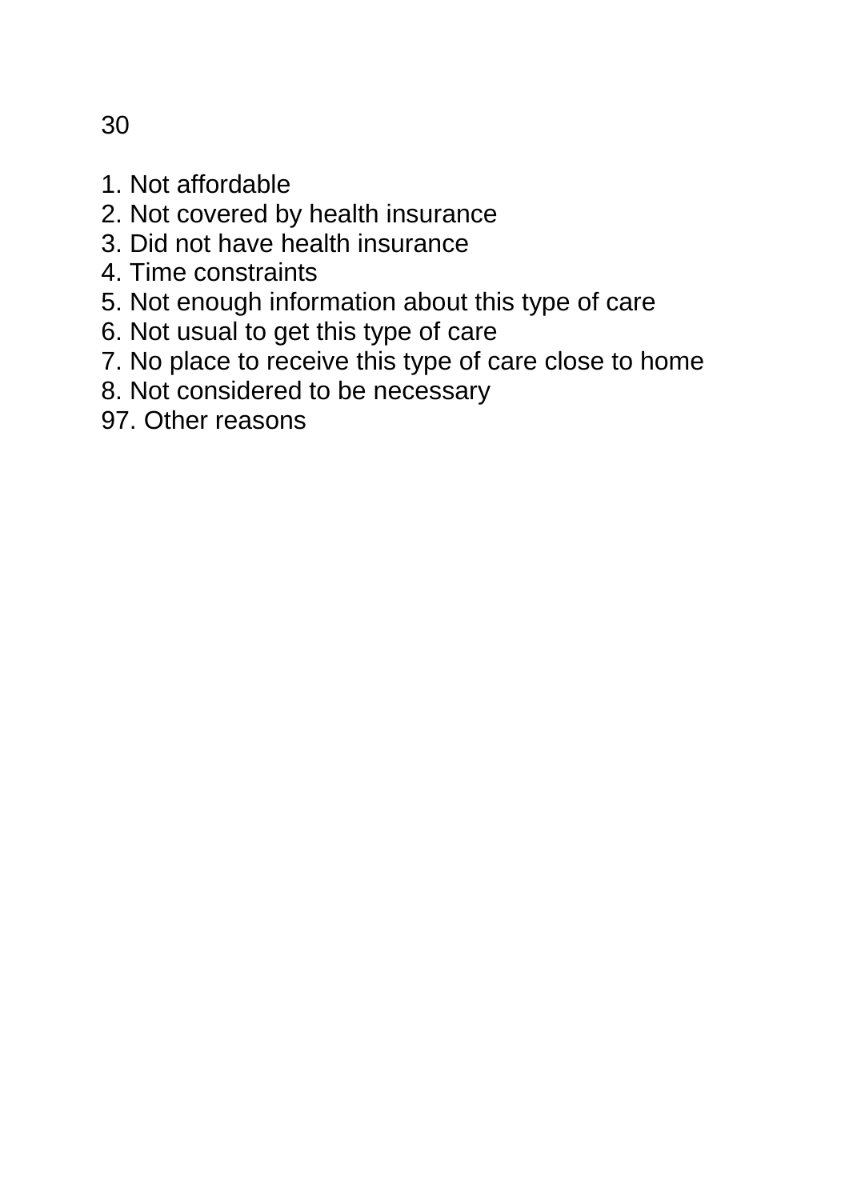30

1. Not affordable
2. Not covered by health insurance
3. Did not have health insurance
4. Time constraints
5. Not enough information about this type of care
6. Not usual to get this type of care
7. No place to receive this type of care close to home
8. Not considered to be necessary
97. Other reasons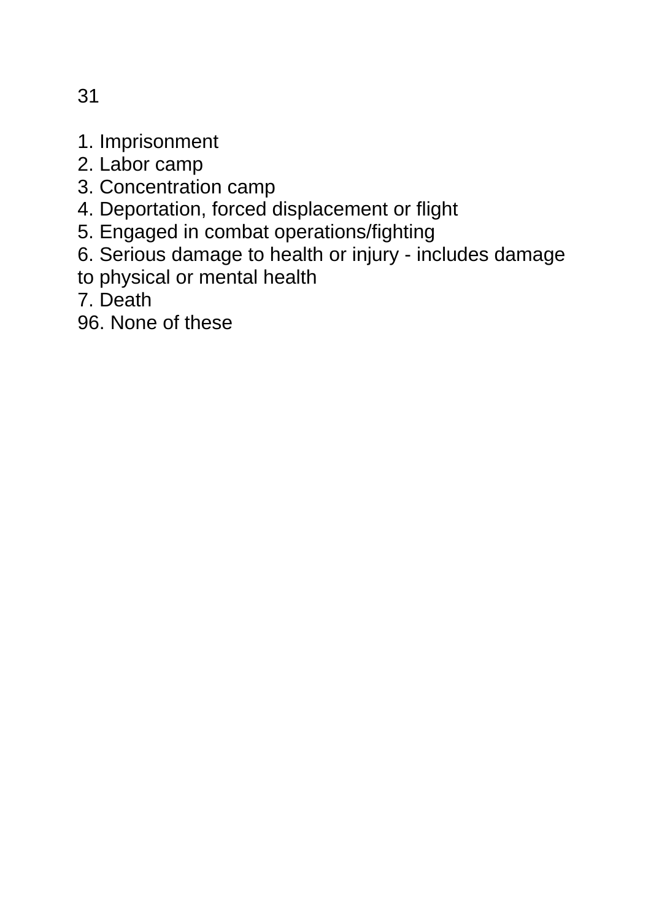31

1. Imprisonment
2. Labor camp
3. Concentration camp
4. Deportation, forced displacement or flight
5. Engaged in combat operations/fighting
6. Serious damage to health or injury - includes damage to physical or mental health
7. Death

96. None of these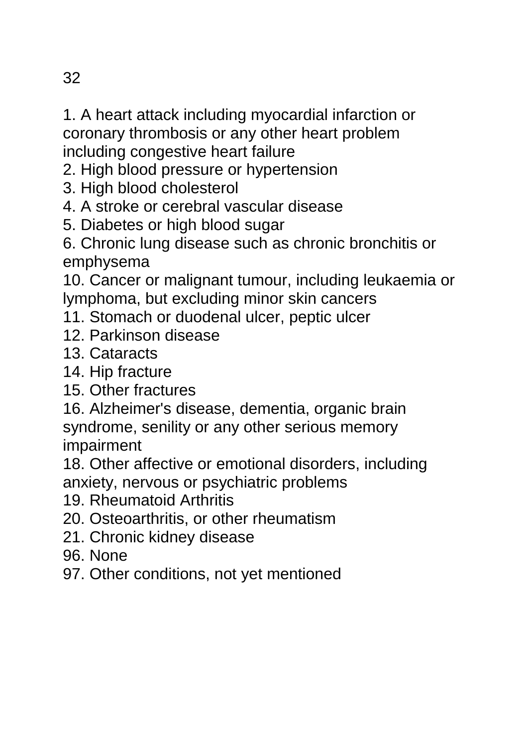32

1. A heart attack including myocardial infarction or coronary thrombosis or any other heart problem including congestive heart failure
2. High blood pressure or hypertension
3. High blood cholesterol
4. A stroke or cerebral vascular disease
5. Diabetes or high blood sugar
6. Chronic lung disease such as chronic bronchitis or emphysema
10. Cancer or malignant tumour, including leukaemia or lymphoma, but excluding minor skin cancers
11. Stomach or duodenal ulcer, peptic ulcer
12. Parkinson disease
13. Cataracts
14. Hip fracture
15. Other fractures
16. Alzheimer's disease, dementia, organic brain syndrome, senility or any other serious memory impairment
18. Other affective or emotional disorders, including anxiety, nervous or psychiatric problems
19. Rheumatoid Arthritis
20. Osteoarthritis, or other rheumatism
21. Chronic kidney disease
96. None
97. Other conditions, not yet mentioned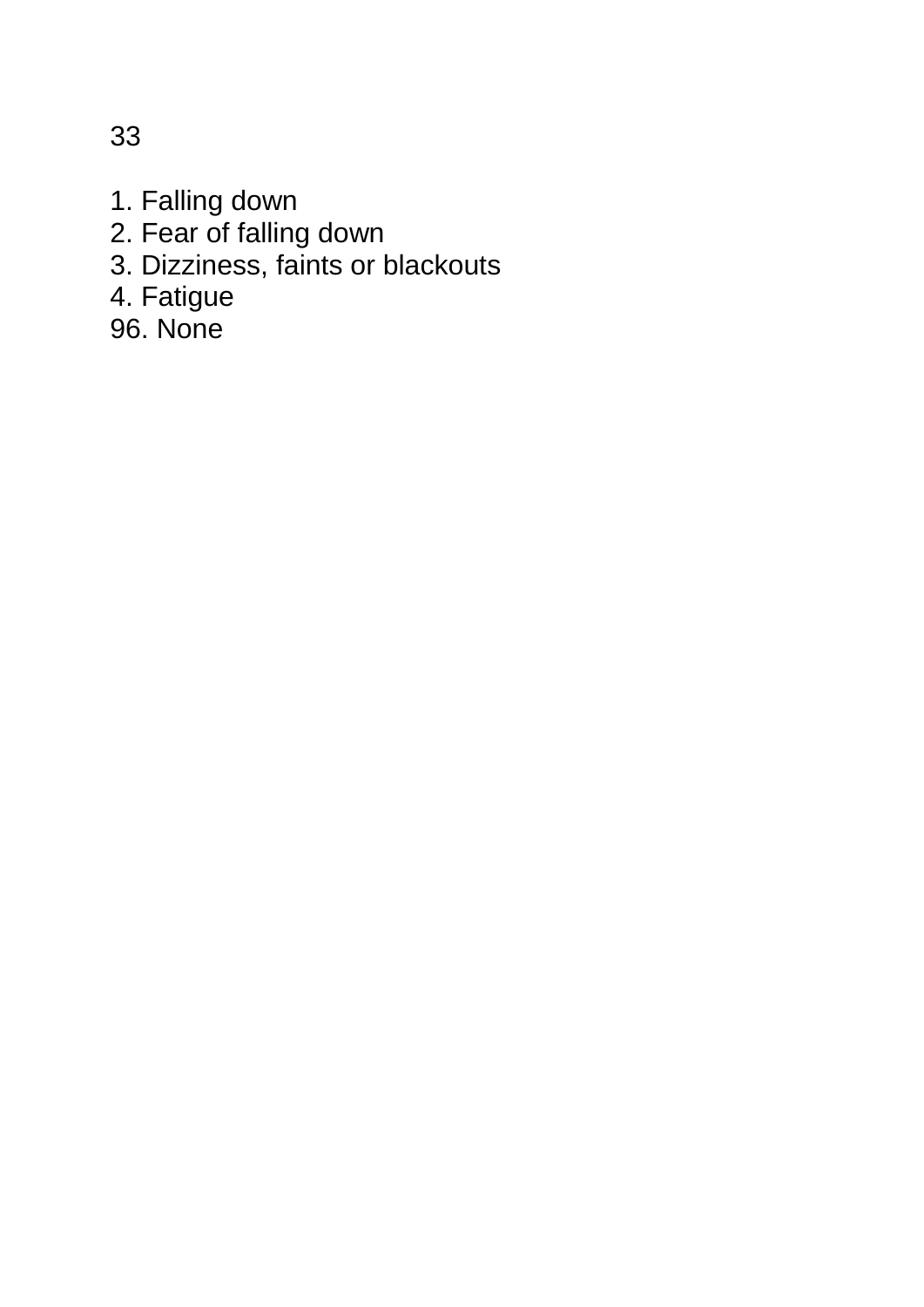33

1. Falling down
2. Fear of falling down
3. Dizziness, faints or blackouts
4. Fatigue

96. None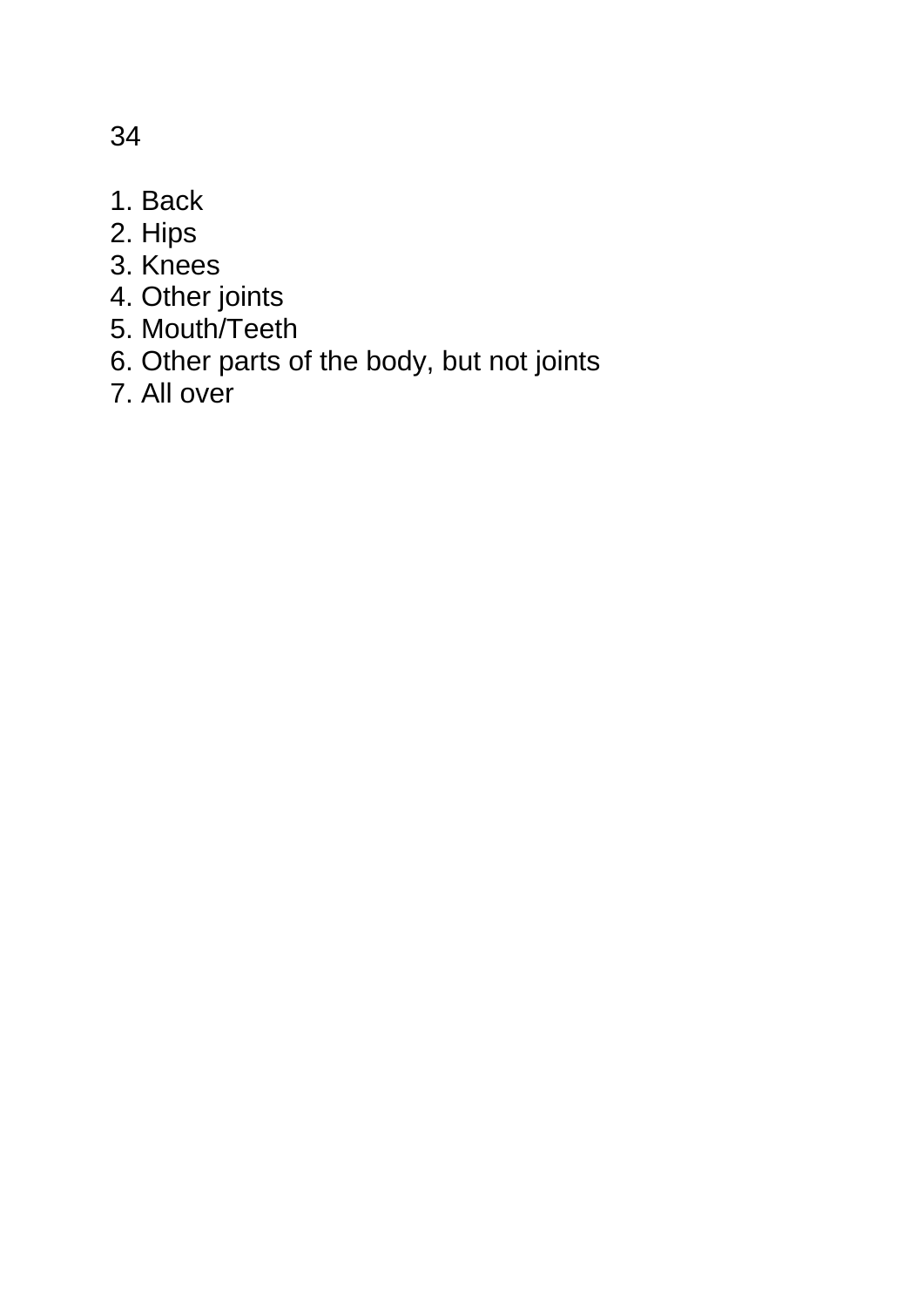1. Back
2. Hips
3. Knees
4. Other joints
5. Mouth/Teeth
6. Other parts of the body, but not joints
7. All over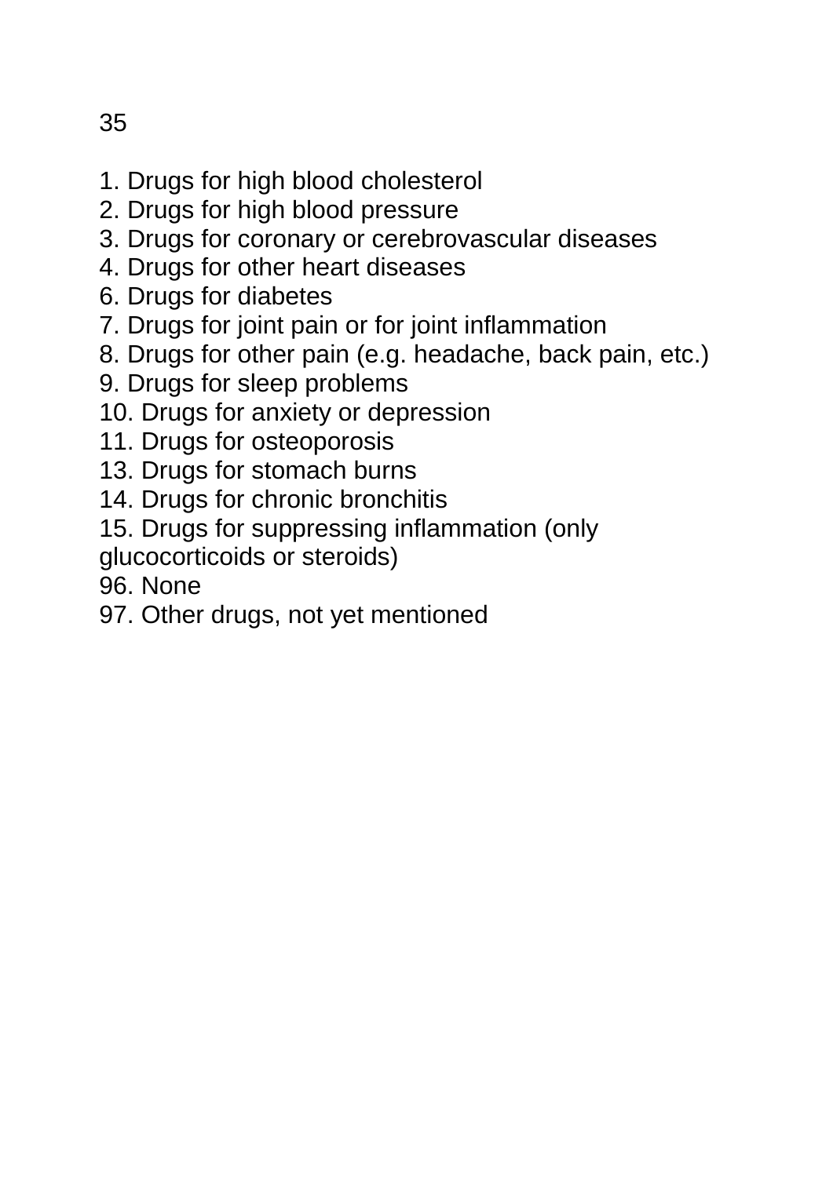35

1. Drugs for high blood cholesterol
2. Drugs for high blood pressure
3. Drugs for coronary or cerebrovascular diseases
4. Drugs for other heart diseases
6. Drugs for diabetes
7. Drugs for joint pain or for joint inflammation
8. Drugs for other pain (e.g. headache, back pain, etc.)
9. Drugs for sleep problems
10. Drugs for anxiety or depression
11. Drugs for osteoporosis
13. Drugs for stomach burns
14. Drugs for chronic bronchitis
15. Drugs for suppressing inflammation (only glucocorticoids or steroids)
96. None
97. Other drugs, not yet mentioned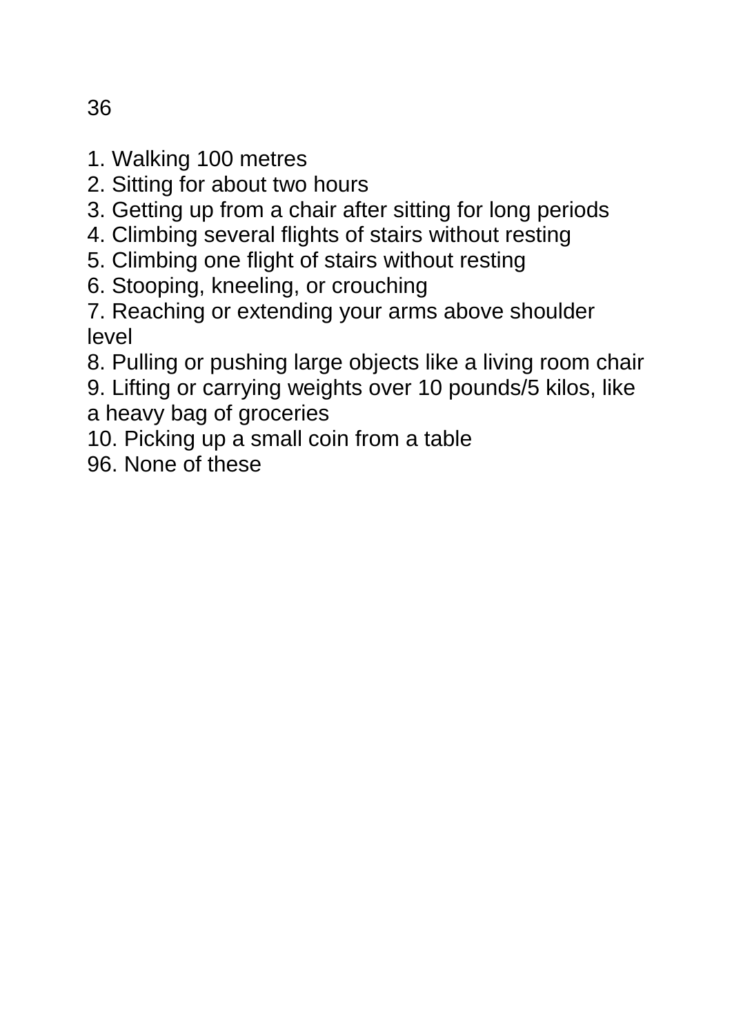36

1. Walking 100 metres
2. Sitting for about two hours
3. Getting up from a chair after sitting for long periods
4. Climbing several flights of stairs without resting
5. Climbing one flight of stairs without resting
6. Stooping, kneeling, or crouching
7. Reaching or extending your arms above shoulder level
8. Pulling or pushing large objects like a living room chair
9. Lifting or carrying weights over 10 pounds/5 kilos, like a heavy bag of groceries
10. Picking up a small coin from a table

96. None of these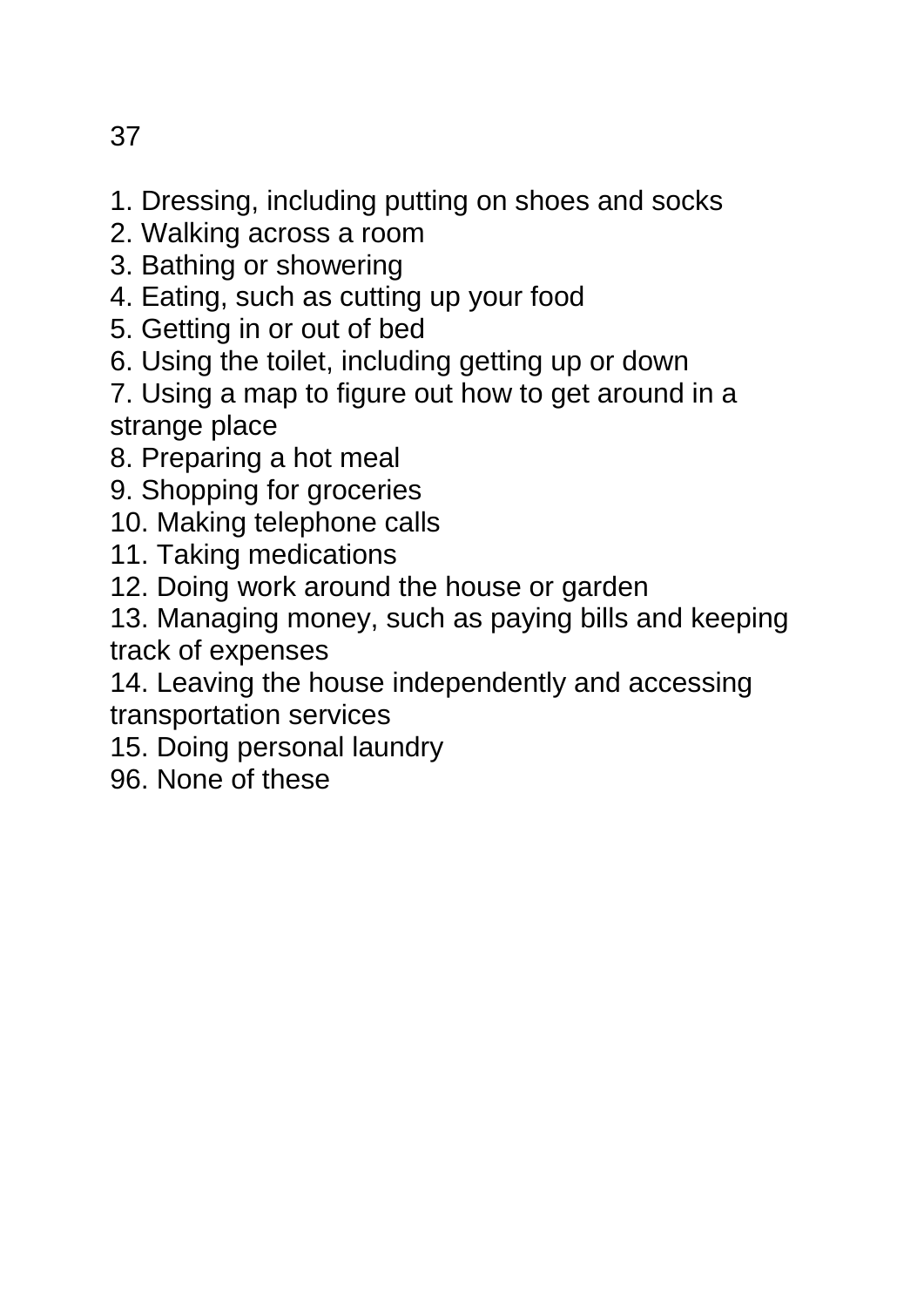37

1. Dressing, including putting on shoes and socks
2. Walking across a room
3. Bathing or showering
4. Eating, such as cutting up your food
5. Getting in or out of bed
6. Using the toilet, including getting up or down
7. Using a map to figure out how to get around in a strange place
8. Preparing a hot meal
9. Shopping for groceries
10. Making telephone calls
11. Taking medications
12. Doing work around the house or garden
13. Managing money, such as paying bills and keeping track of expenses
14. Leaving the house independently and accessing transportation services
15. Doing personal laundry
96. None of these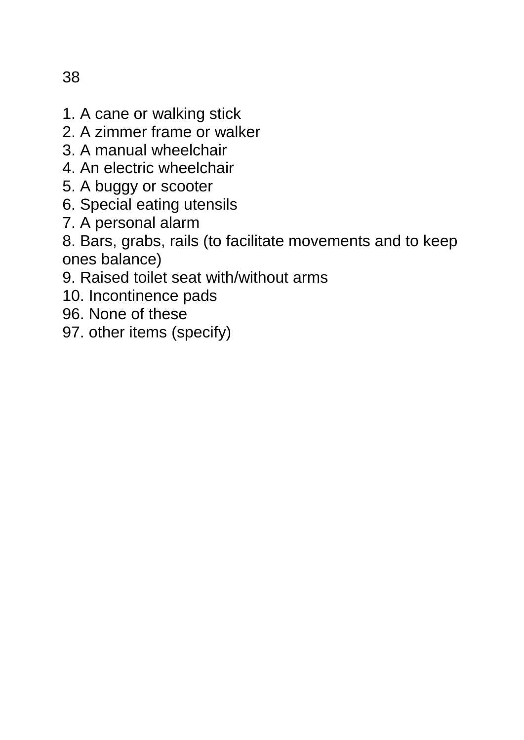38

1. A cane or walking stick
2. A zimmer frame or walker
3. A manual wheelchair
4. An electric wheelchair
5. A buggy or scooter
6. Special eating utensils
7. A personal alarm
8. Bars, grabs, rails (to facilitate movements and to keep ones balance)
9. Raised toilet seat with/without arms
10. Incontinence pads
96. None of these
97. other items (specify)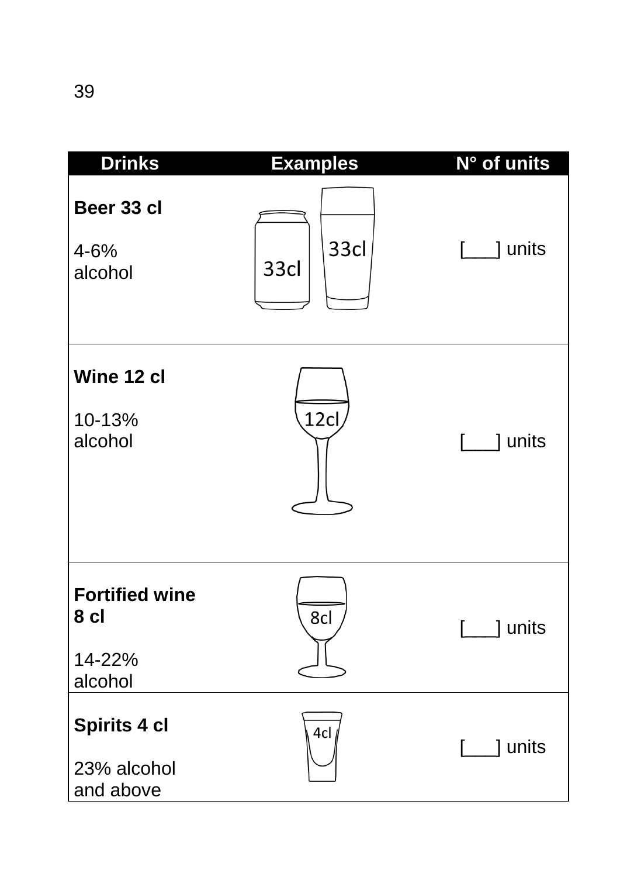| Drinks | Examples | N° of units |
|---|---|---|
| **Beer 33 cl**<br><br>4-6% alcohol | 33cl 33cl | [___] units |
| **Wine 12 cl**<br><br>10-13% alcohol | 12cl | [___] units |
| **Fortified wine 8 cl**<br><br>14-22% alcohol | 8cl | [___] units |
| **Spirits 4 cl**<br><br>23% alcohol and above | 4cl | [___] units |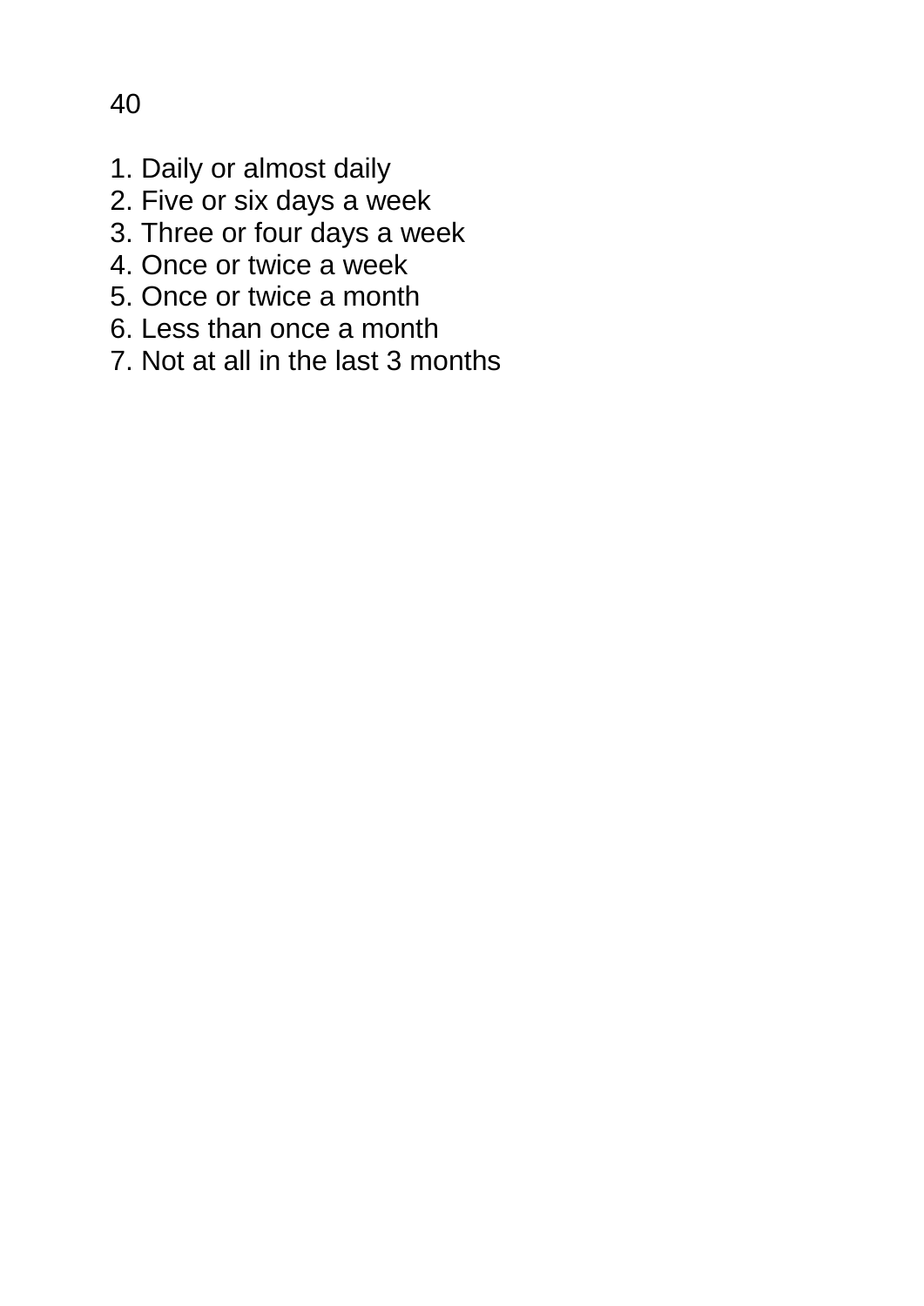40

1. Daily or almost daily
2. Five or six days a week
3. Three or four days a week
4. Once or twice a week
5. Once or twice a month
6. Less than once a month
7. Not at all in the last 3 months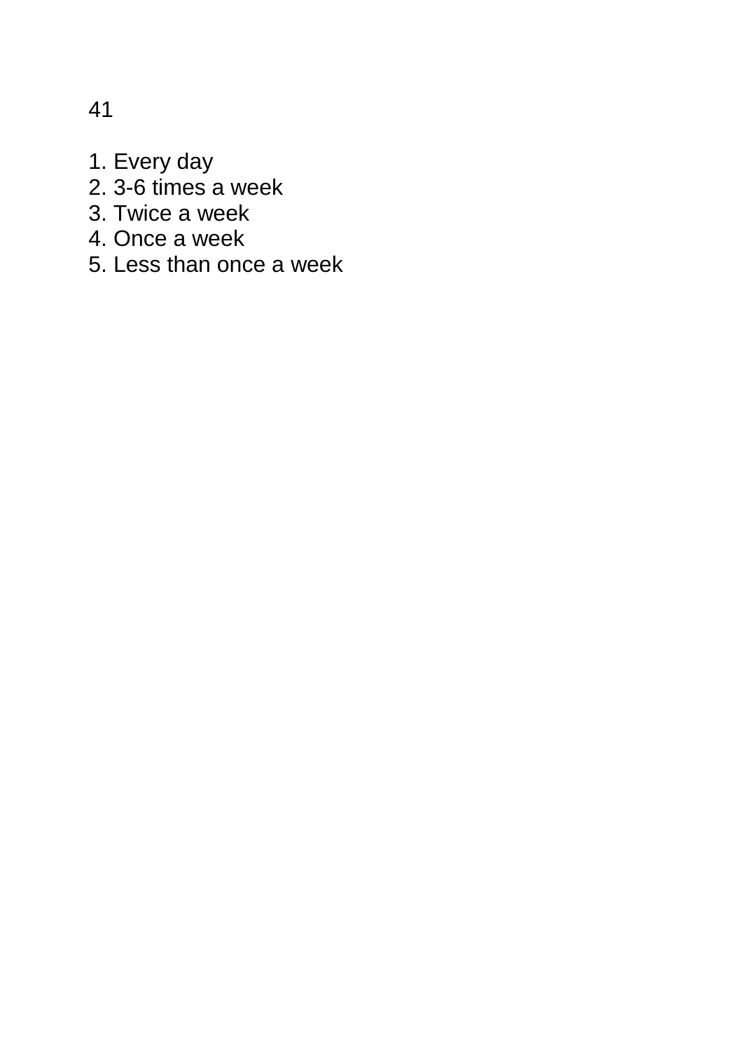1. Every day
2. 3-6 times a week
3. Twice a week
4. Once a week
5. Less than once a week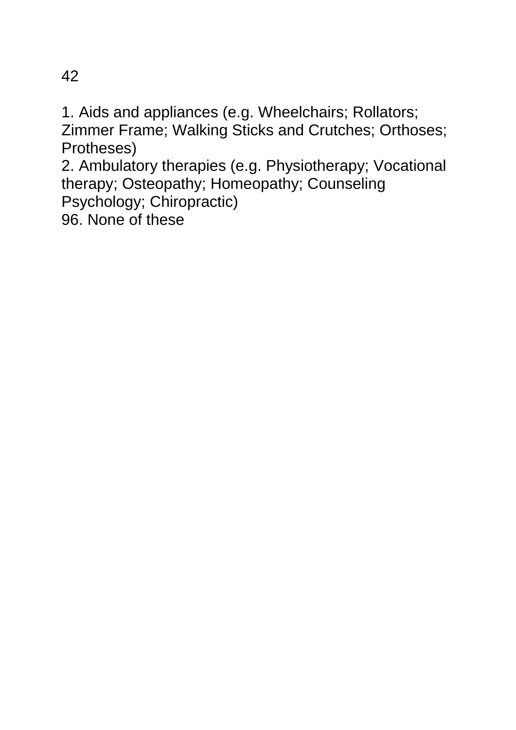1. Aids and appliances (e.g. Wheelchairs; Rollators; Zimmer Frame; Walking Sticks and Crutches; Orthoses; Protheses)
2. Ambulatory therapies (e.g. Physiotherapy; Vocational therapy; Osteopathy; Homeopathy; Counseling Psychology; Chiropractic)
96. None of these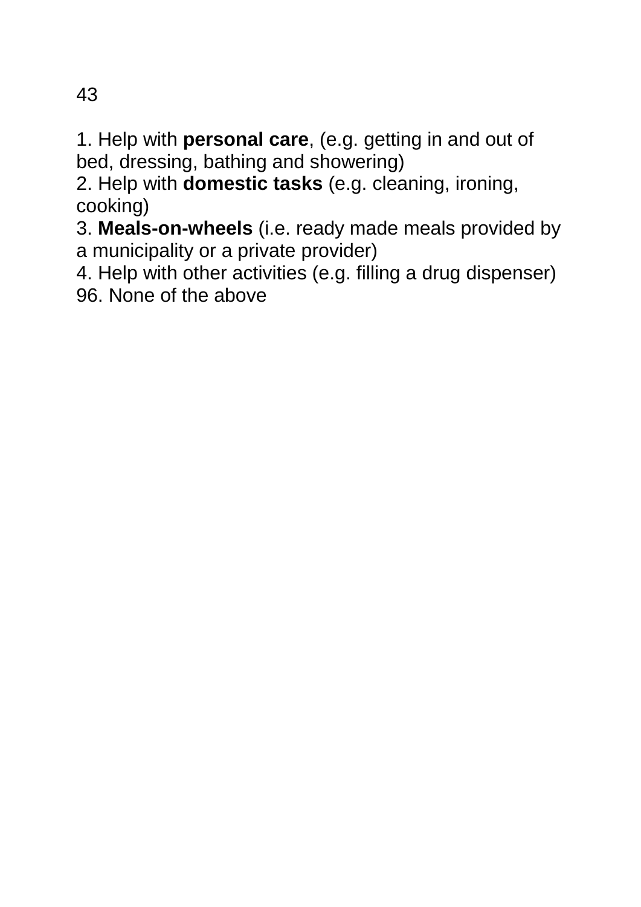43

1. Help with **personal care**, (e.g. getting in and out of bed, dressing, bathing and showering)
2. Help with **domestic tasks** (e.g. cleaning, ironing, cooking)
3. **Meals-on-wheels** (i.e. ready made meals provided by a municipality or a private provider)
4. Help with other activities (e.g. filling a drug dispenser)
96. None of the above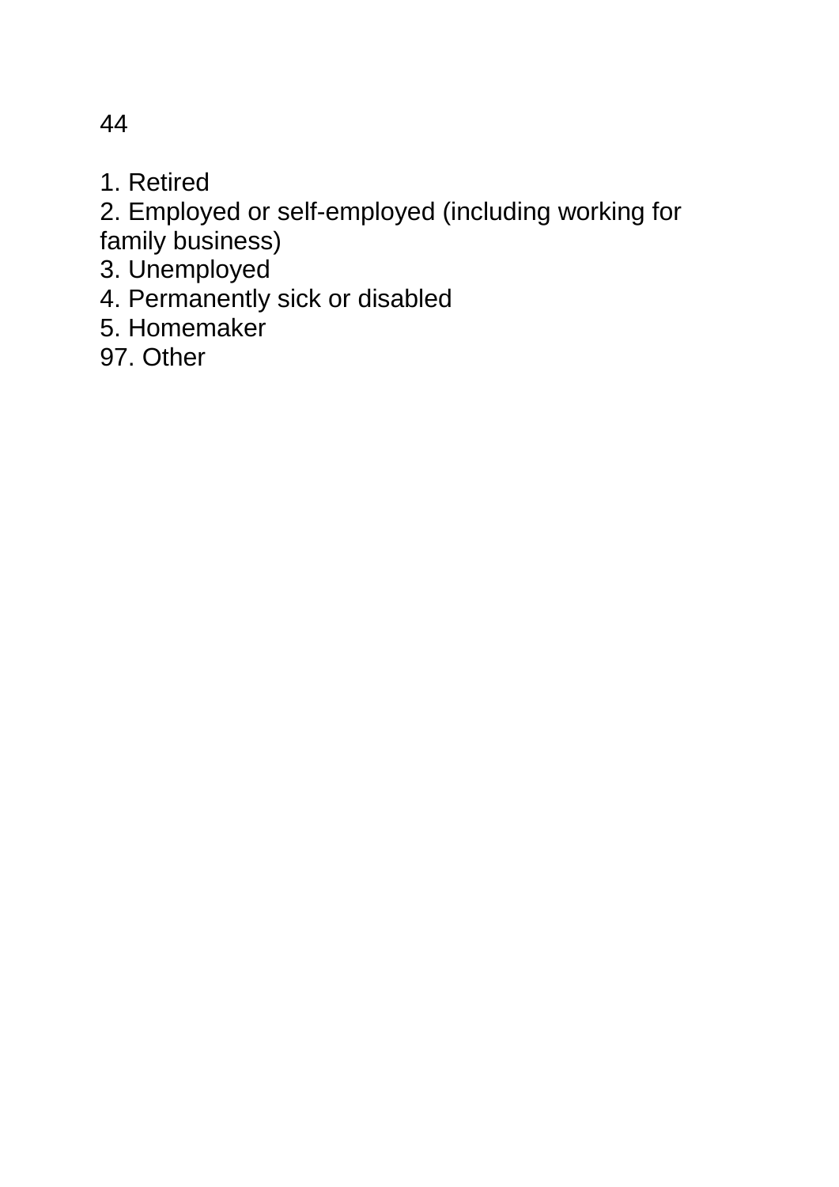1. Retired
2. Employed or self-employed (including working for family business)
3. Unemployed
4. Permanently sick or disabled
5. Homemaker
97. Other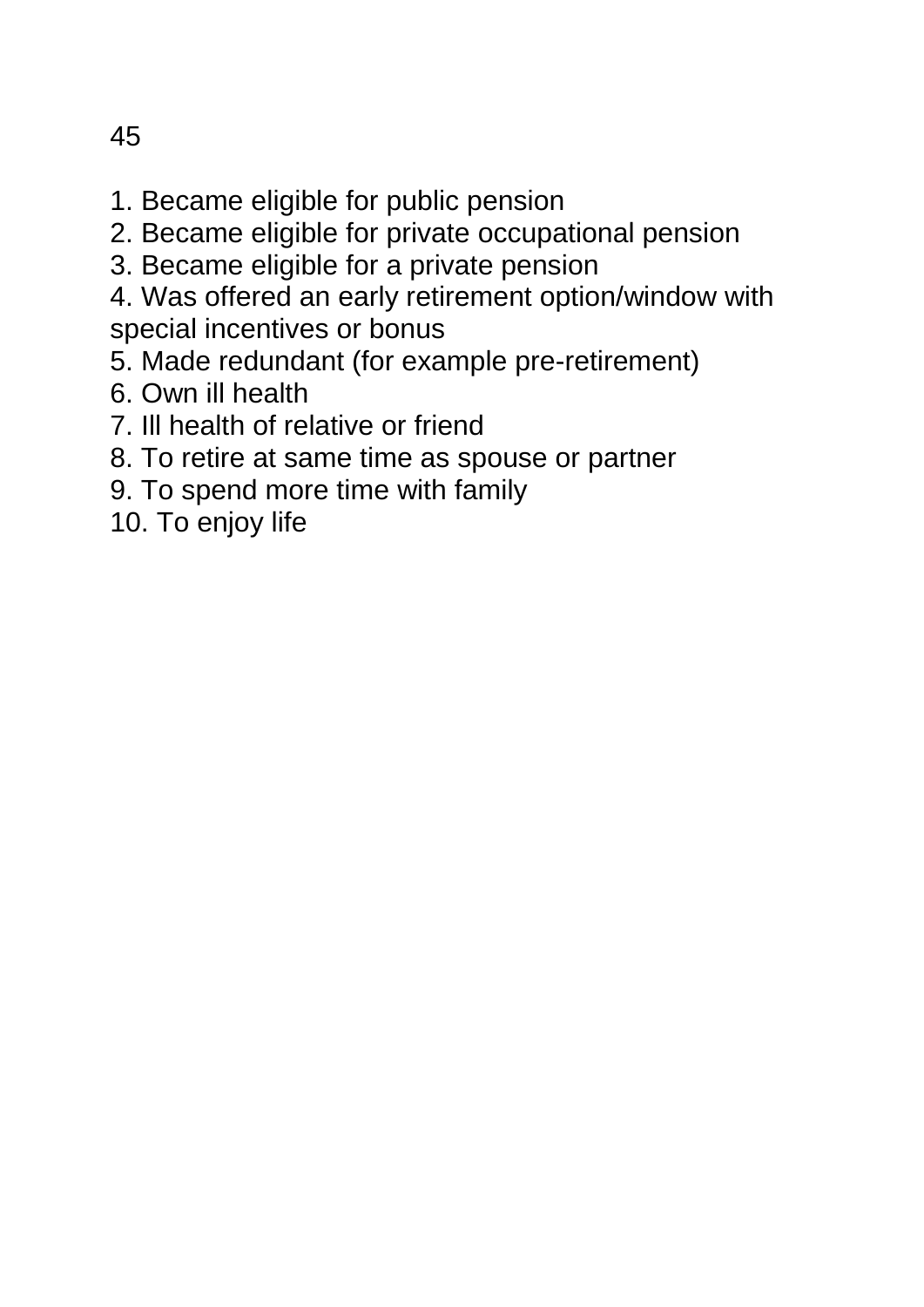1. Became eligible for public pension
2. Became eligible for private occupational pension
3. Became eligible for a private pension
4. Was offered an early retirement option/window with special incentives or bonus
5. Made redundant (for example pre-retirement)
6. Own ill health
7. Ill health of relative or friend
8. To retire at same time as spouse or partner
9. To spend more time with family
10. To enjoy life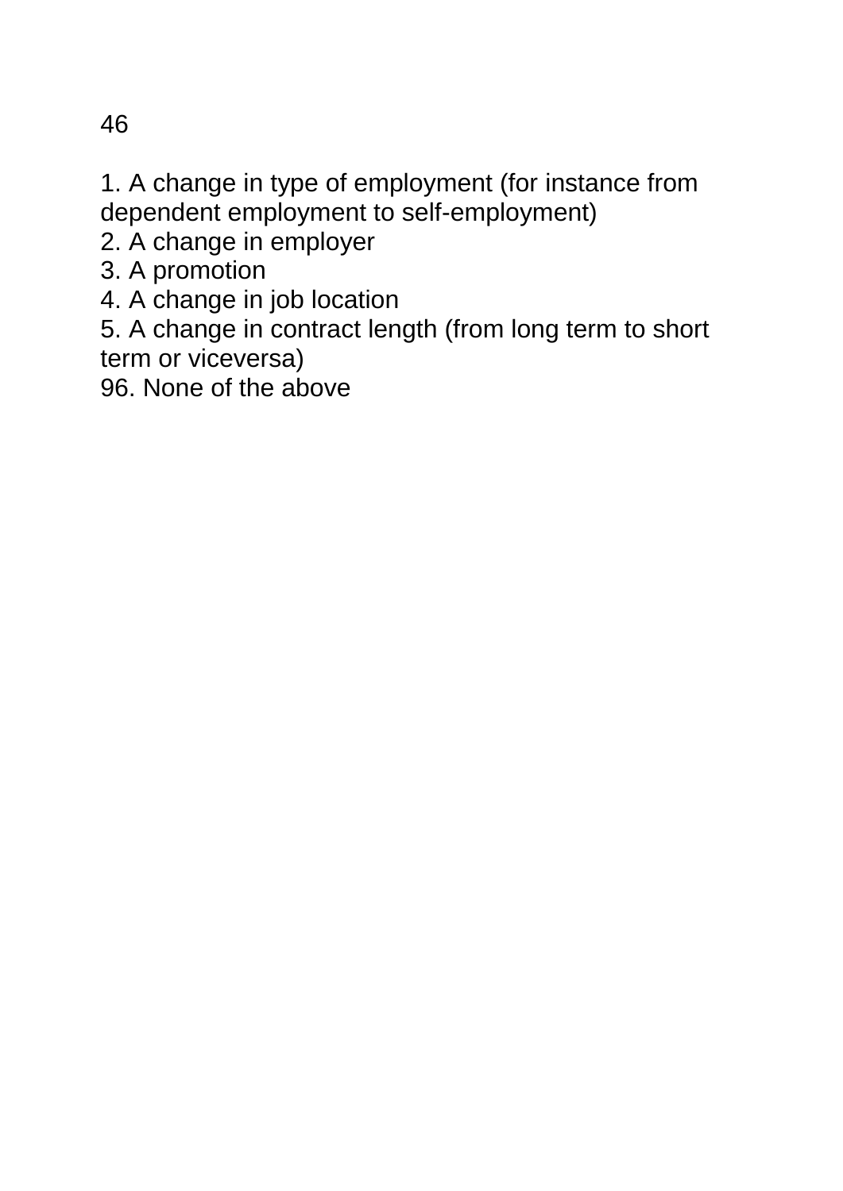46

1. A change in type of employment (for instance from dependent employment to self-employment)
2. A change in employer
3. A promotion
4. A change in job location
5. A change in contract length (from long term to short term or viceversa)
96. None of the above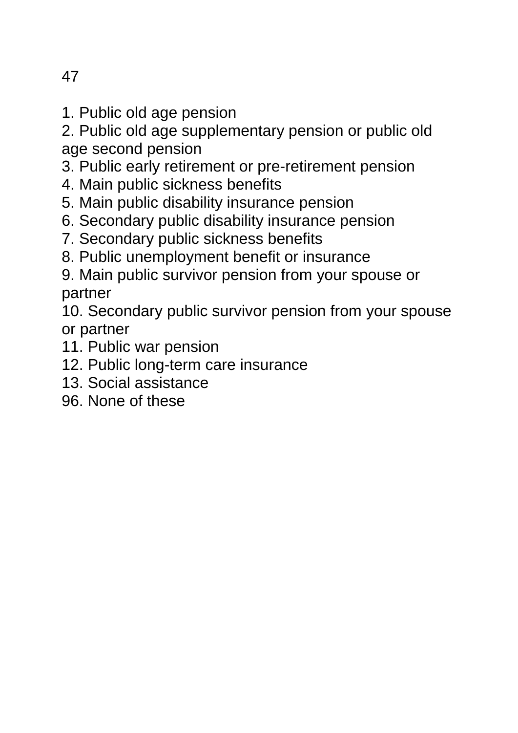47

1. Public old age pension
2. Public old age supplementary pension or public old age second pension
3. Public early retirement or pre-retirement pension
4. Main public sickness benefits
5. Main public disability insurance pension
6. Secondary public disability insurance pension
7. Secondary public sickness benefits
8. Public unemployment benefit or insurance
9. Main public survivor pension from your spouse or partner
10. Secondary public survivor pension from your spouse or partner
11. Public war pension
12. Public long-term care insurance
13. Social assistance
96. None of these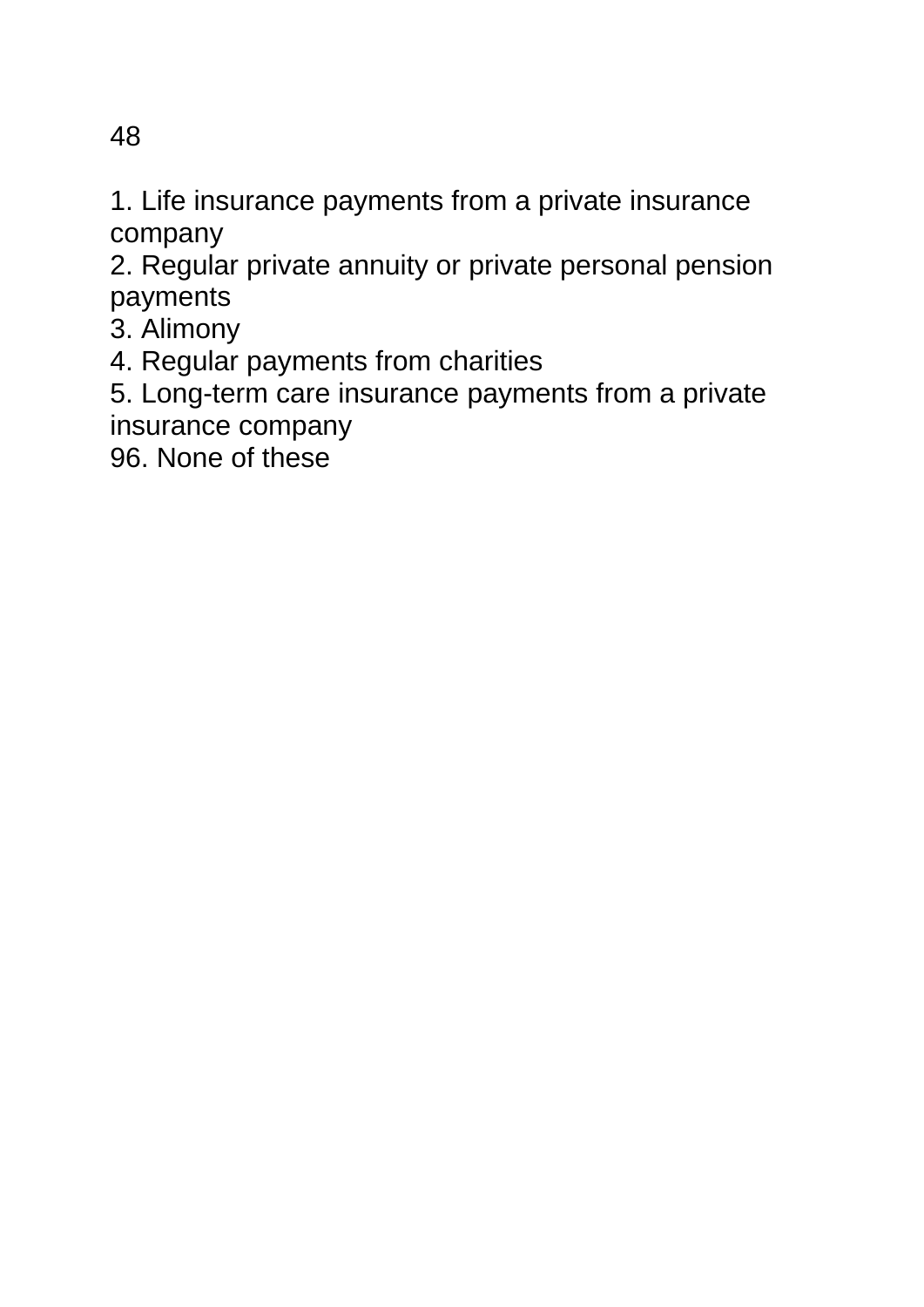48

1. Life insurance payments from a private insurance company
2. Regular private annuity or private personal pension payments
3. Alimony
4. Regular payments from charities
5. Long-term care insurance payments from a private insurance company

96. None of these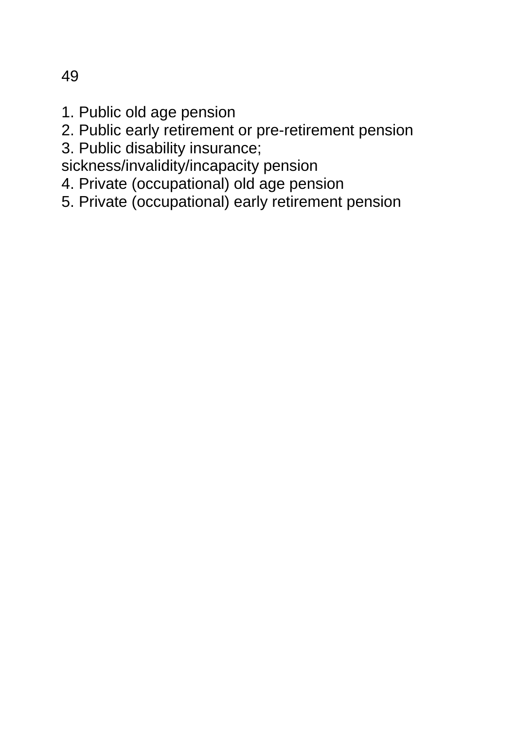49

1. Public old age pension
2. Public early retirement or pre-retirement pension
3. Public disability insurance; sickness/invalidity/incapacity pension
4. Private (occupational) old age pension
5. Private (occupational) early retirement pension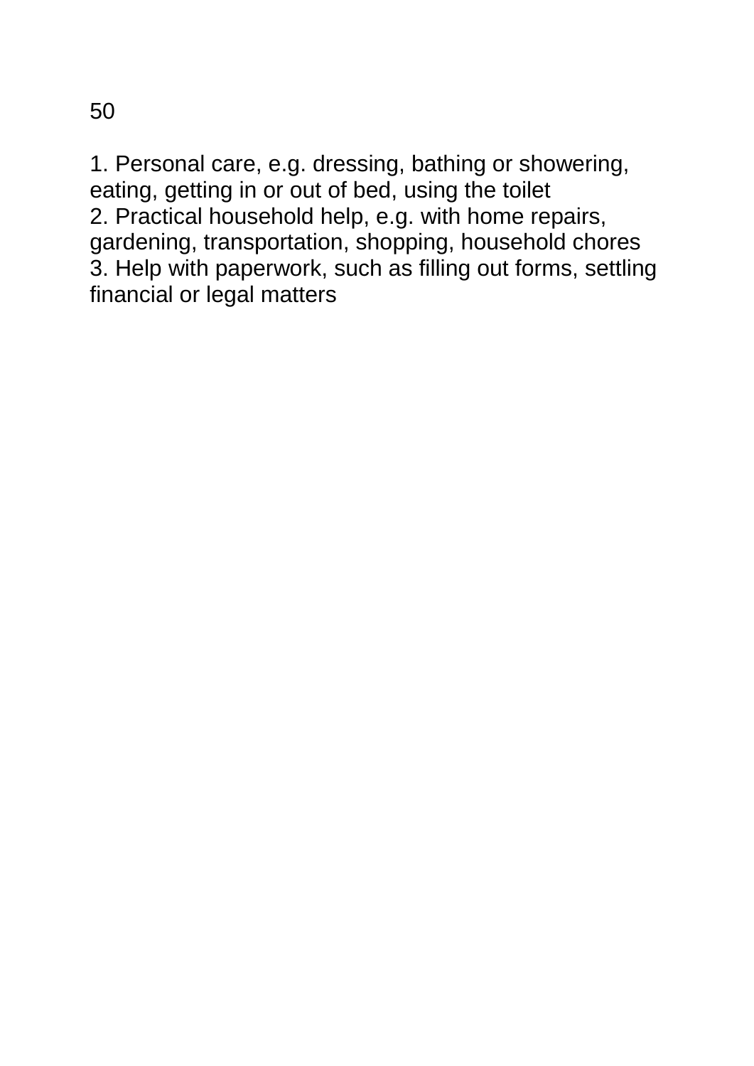50

1. Personal care, e.g. dressing, bathing or showering, eating, getting in or out of bed, using the toilet
2. Practical household help, e.g. with home repairs, gardening, transportation, shopping, household chores
3. Help with paperwork, such as filling out forms, settling financial or legal matters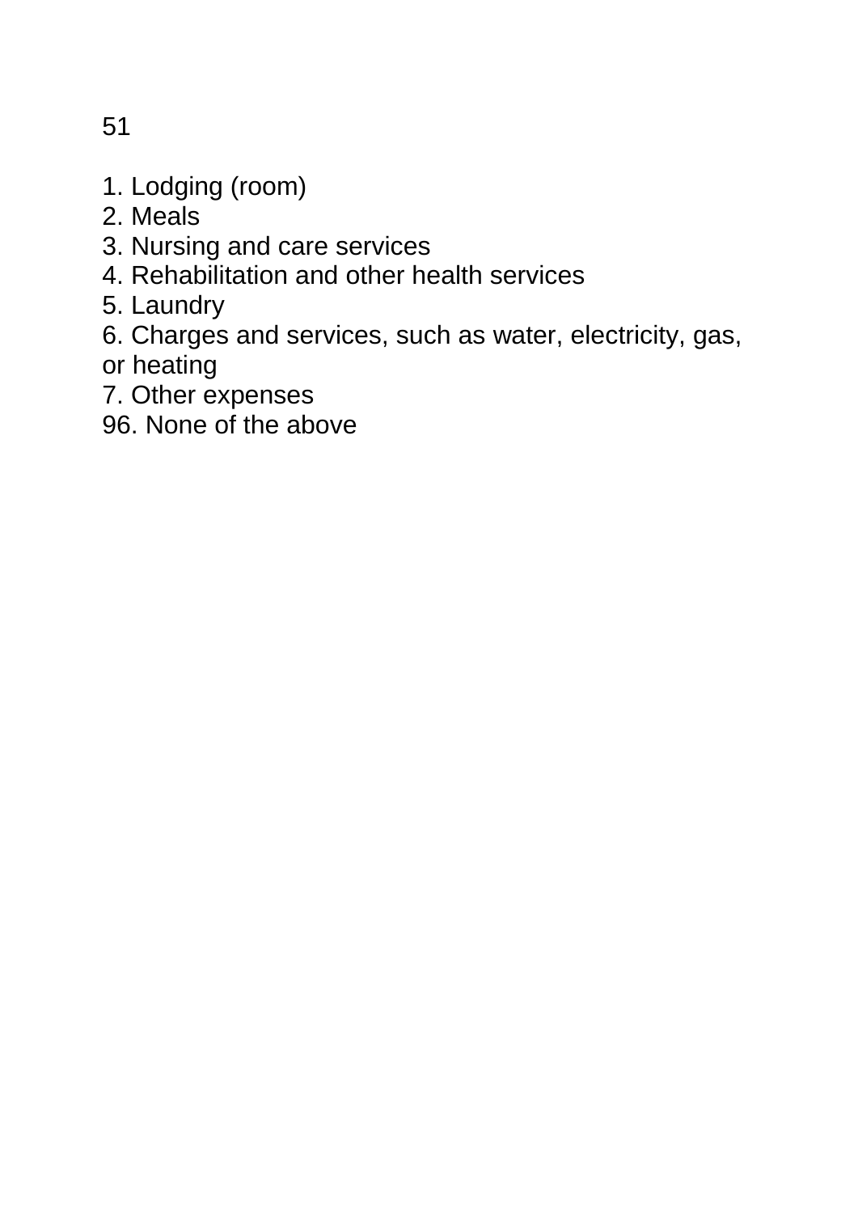1. Lodging (room)
2. Meals
3. Nursing and care services
4. Rehabilitation and other health services
5. Laundry
6. Charges and services, such as water, electricity, gas, or heating
7. Other expenses
96. None of the above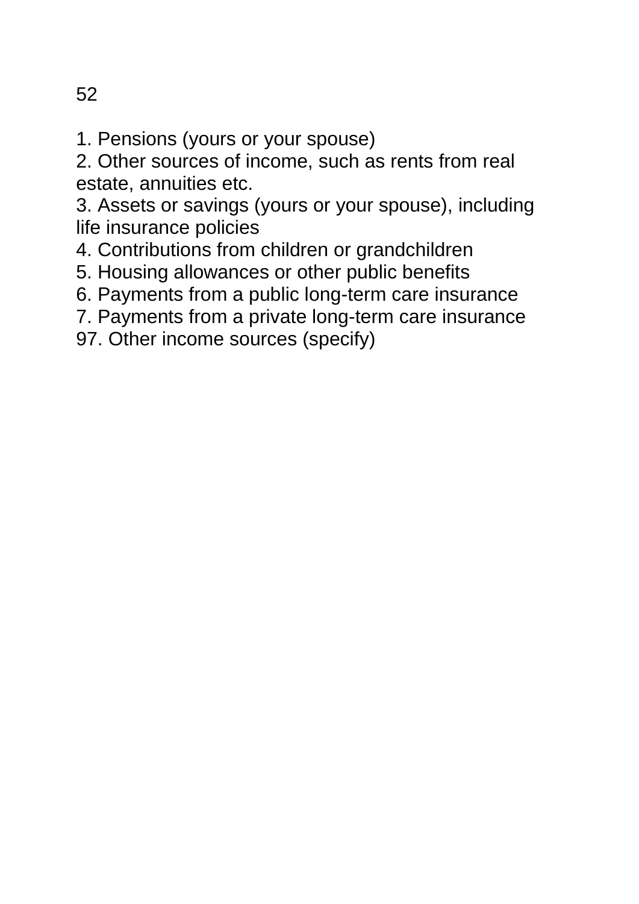52

1. Pensions (yours or your spouse)
2. Other sources of income, such as rents from real estate, annuities etc.
3. Assets or savings (yours or your spouse), including life insurance policies
4. Contributions from children or grandchildren
5. Housing allowances or other public benefits
6. Payments from a public long-term care insurance
7. Payments from a private long-term care insurance

97. Other income sources (specify)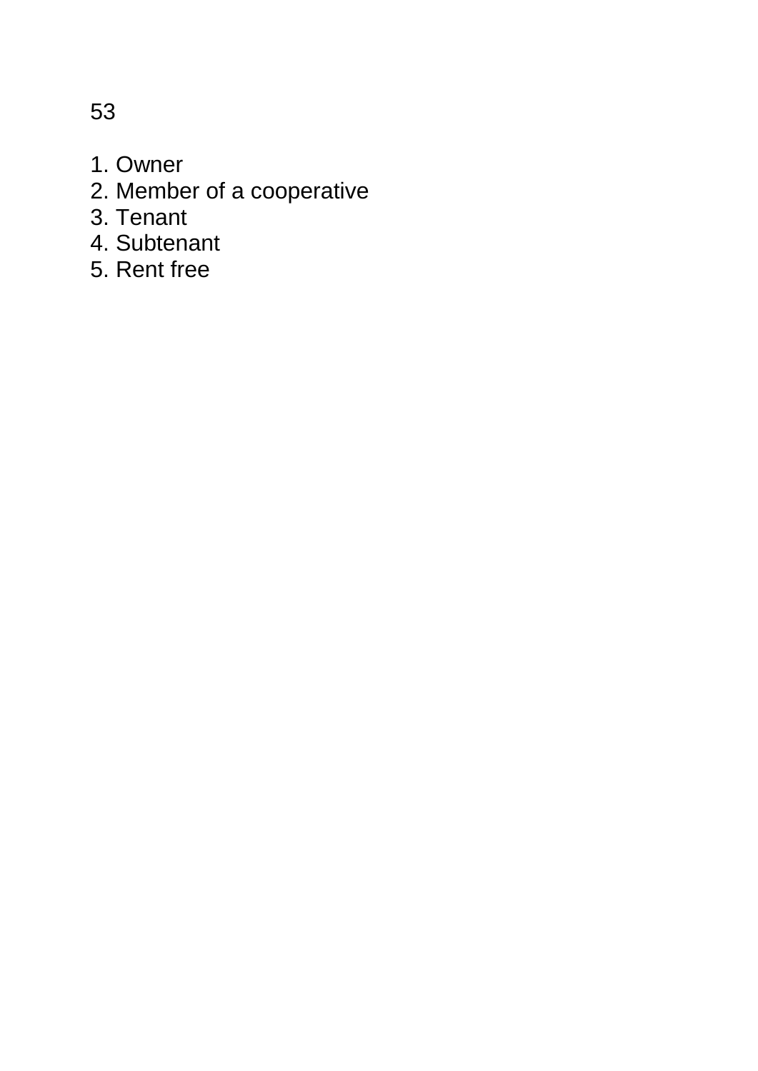53

1. Owner
2. Member of a cooperative
3. Tenant
4. Subtenant
5. Rent free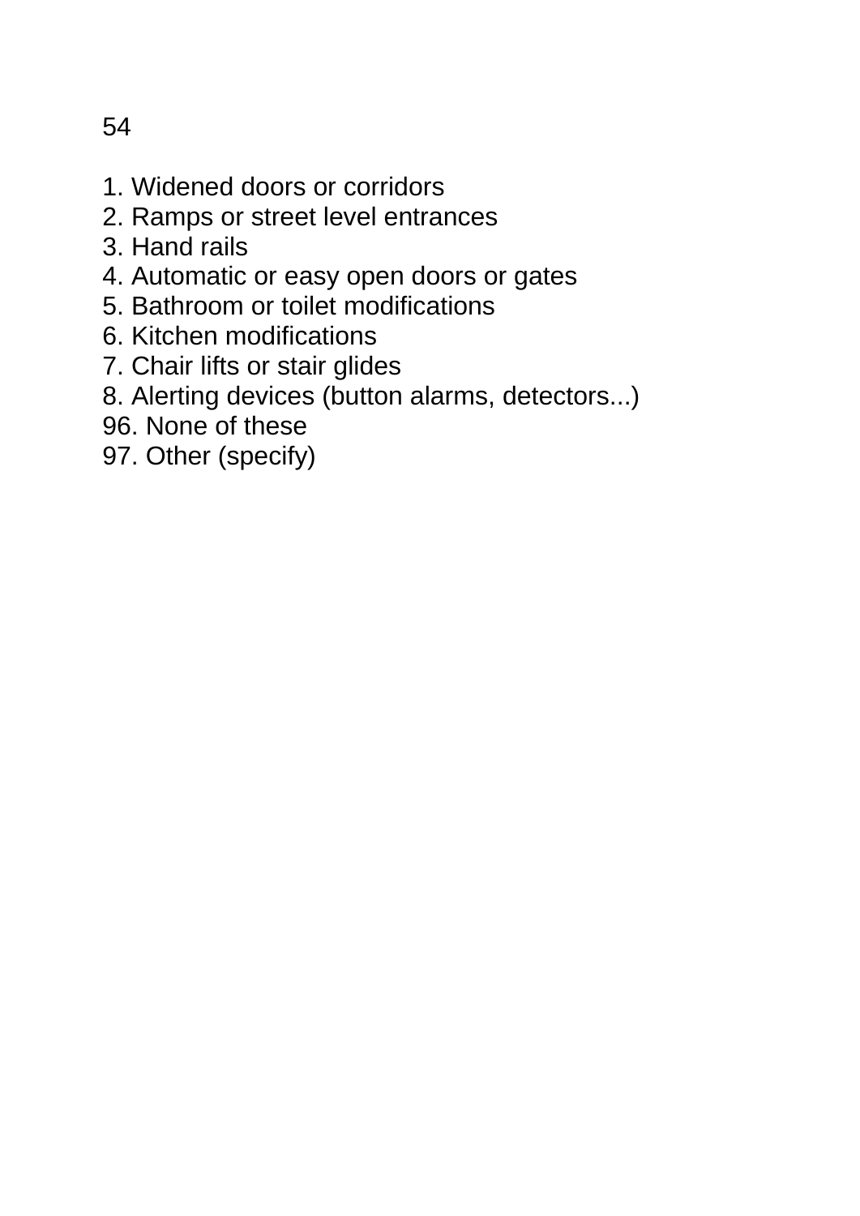54

1. Widened doors or corridors
2. Ramps or street level entrances
3. Hand rails
4. Automatic or easy open doors or gates
5. Bathroom or toilet modifications
6. Kitchen modifications
7. Chair lifts or stair glides
8. Alerting devices (button alarms, detectors...)
96. None of these
97. Other (specify)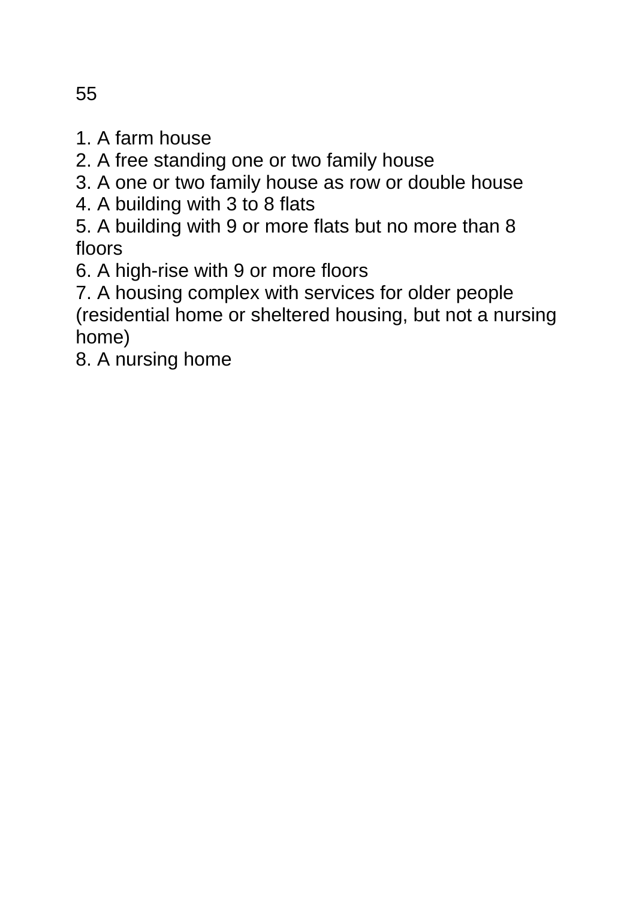55

1. A farm house
2. A free standing one or two family house
3. A one or two family house as row or double house
4. A building with 3 to 8 flats
5. A building with 9 or more flats but no more than 8 floors
6. A high-rise with 9 or more floors
7. A housing complex with services for older people (residential home or sheltered housing, but not a nursing home)
8. A nursing home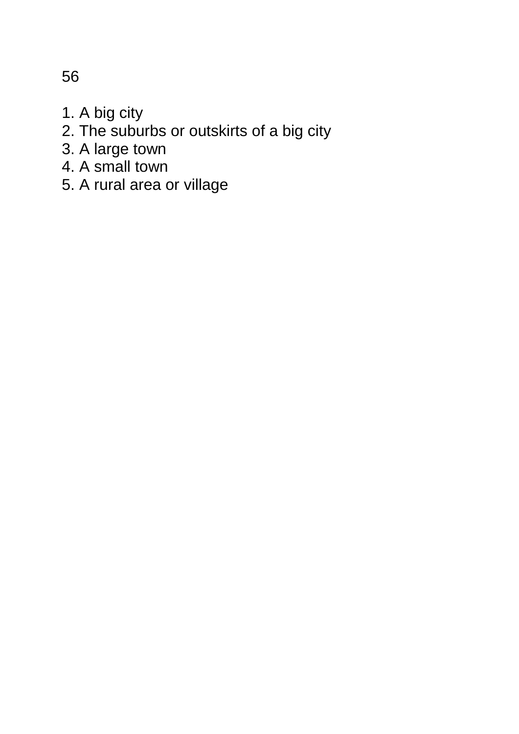56

1. A big city
2. The suburbs or outskirts of a big city
3. A large town
4. A small town
5. A rural area or village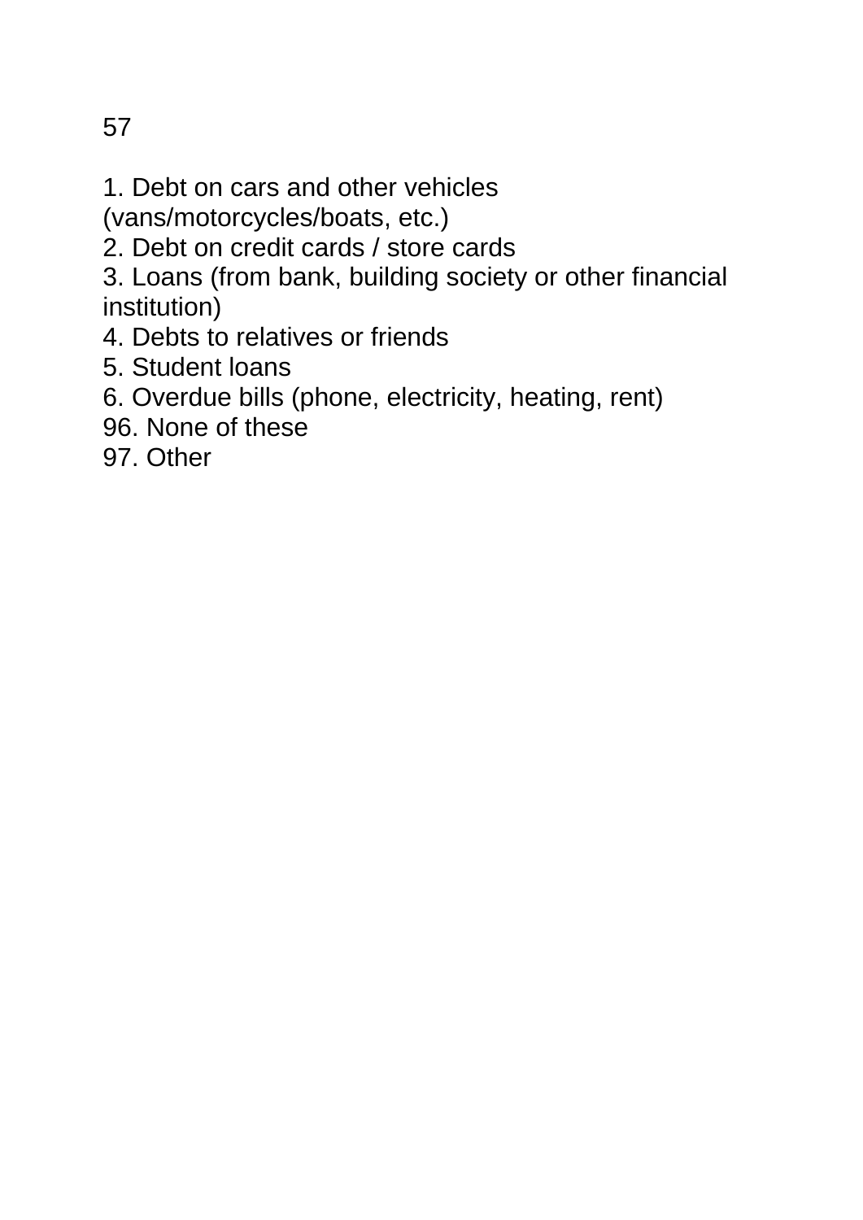57

1. Debt on cars and other vehicles (vans/motorcycles/boats, etc.)
2. Debt on credit cards / store cards
3. Loans (from bank, building society or other financial institution)
4. Debts to relatives or friends
5. Student loans
6. Overdue bills (phone, electricity, heating, rent)
96. None of these
97. Other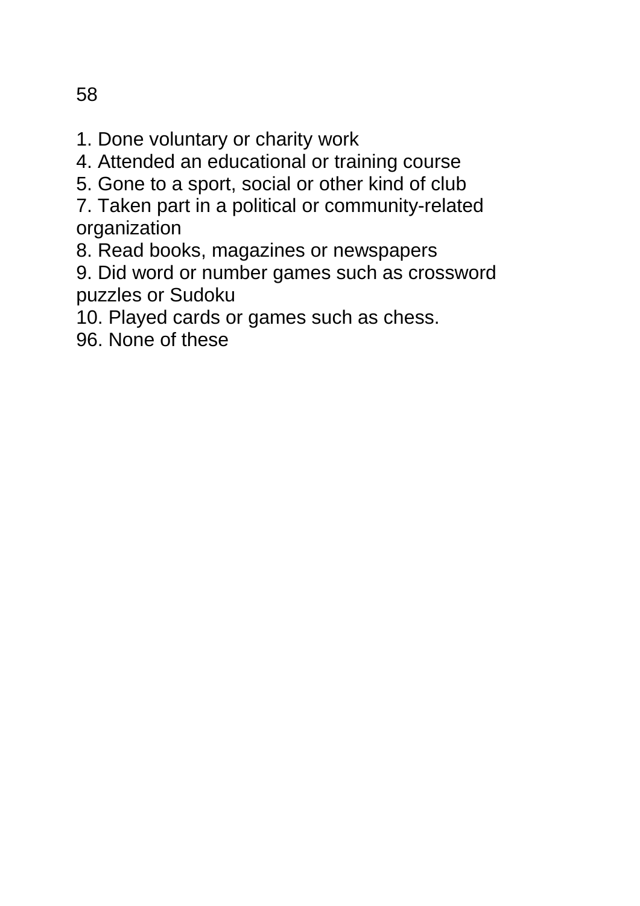58

1. Done voluntary or charity work
4. Attended an educational or training course
5. Gone to a sport, social or other kind of club
7. Taken part in a political or community-related organization
8. Read books, magazines or newspapers
9. Did word or number games such as crossword puzzles or Sudoku
10. Played cards or games such as chess.
96. None of these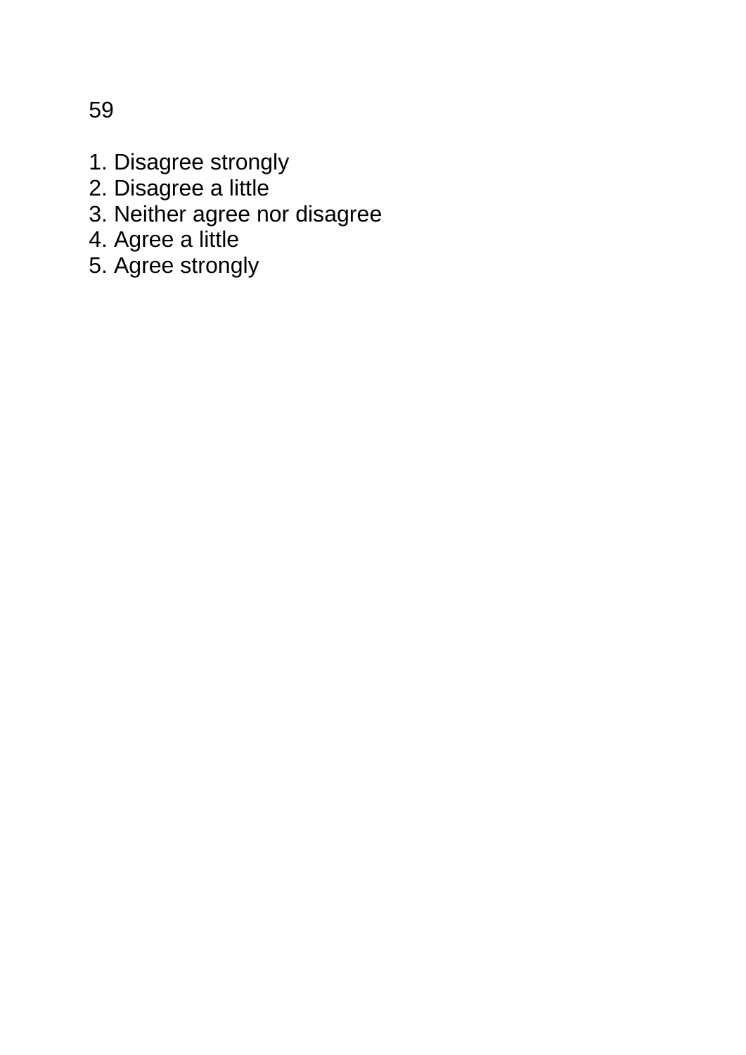1. Disagree strongly
2. Disagree a little
3. Neither agree nor disagree
4. Agree a little
5. Agree strongly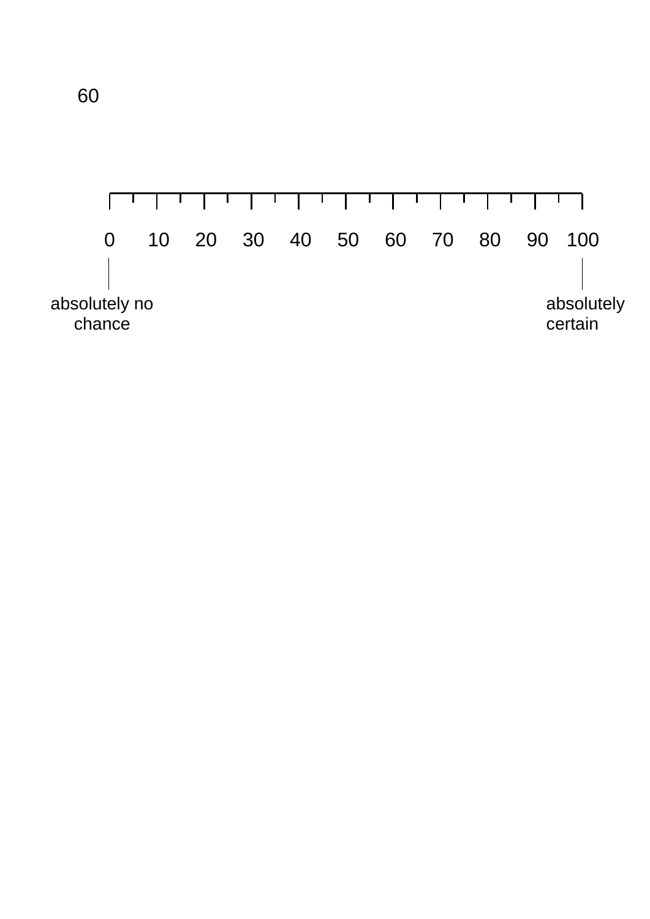0 10 20 30 40 50 60 70 80 90 100

absolutely no chance

absolutely certain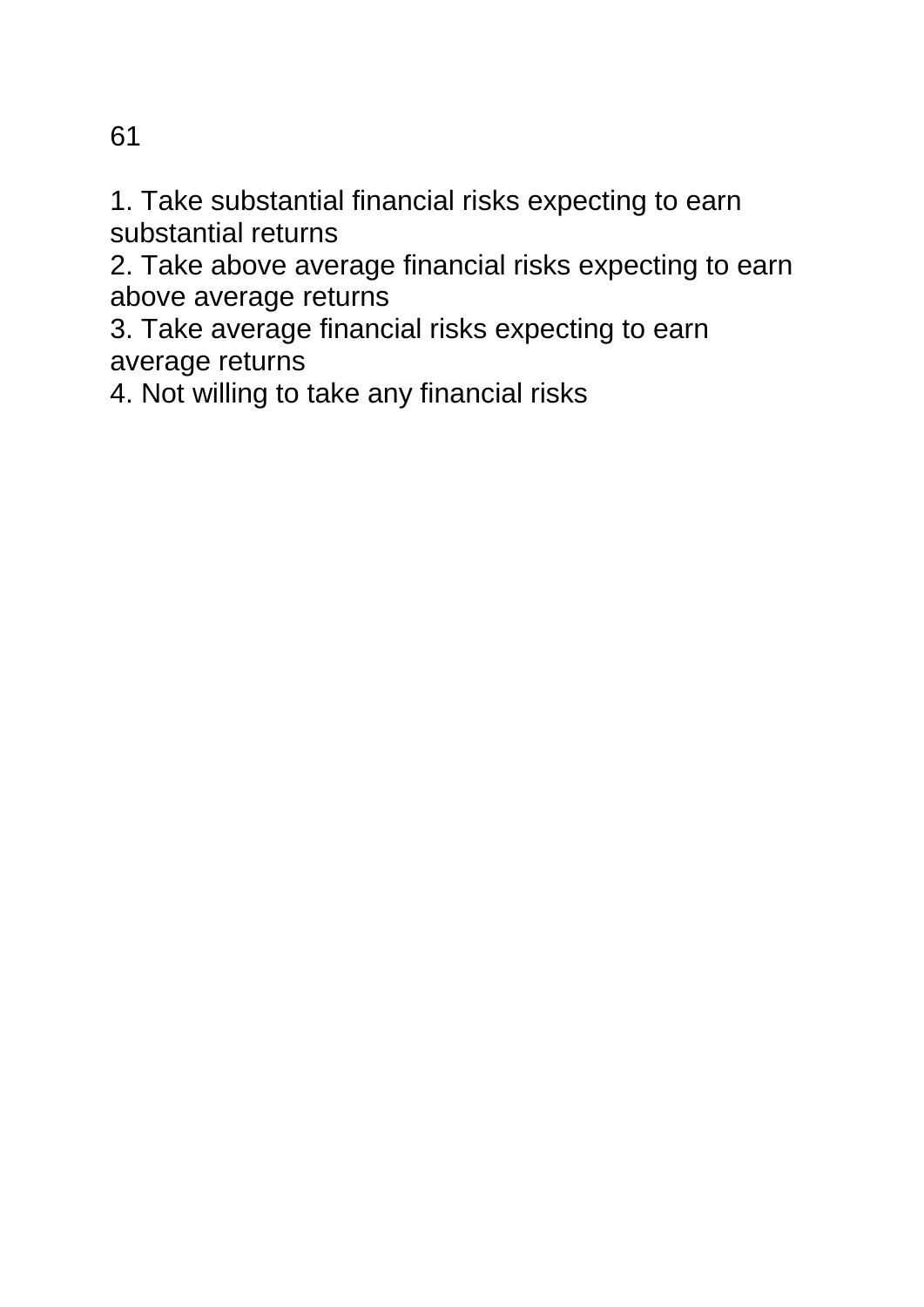61

1. Take substantial financial risks expecting to earn substantial returns
2. Take above average financial risks expecting to earn above average returns
3. Take average financial risks expecting to earn average returns
4. Not willing to take any financial risks